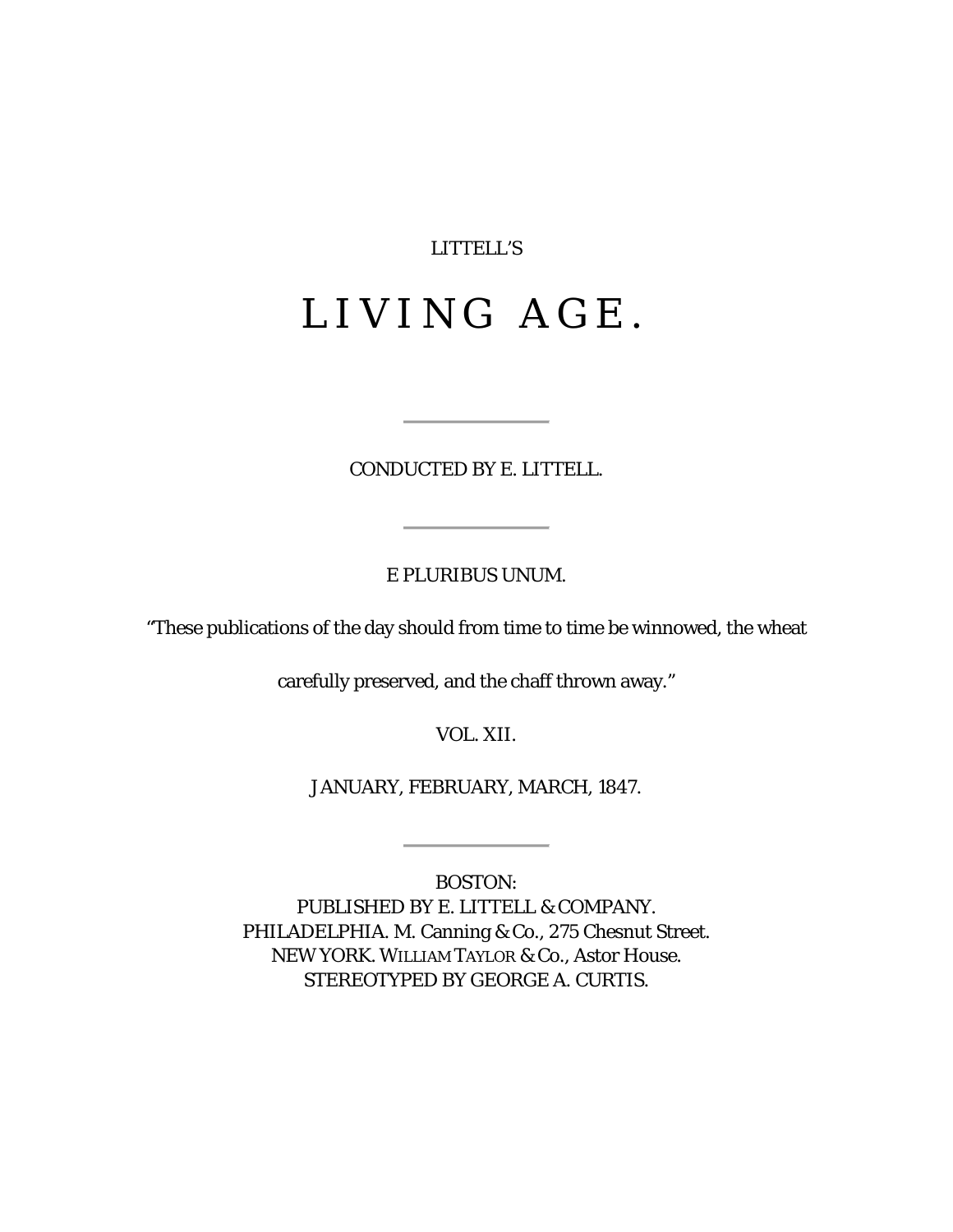LITTELL'S

# LIVING AGE.

---

CONDUCTED BY E. LITTELL.

---

E PLURIBUS UNUM.

"These publications of the day should from time to time be winnowed, the wheat carefully preserved, and the chaff thrown away."

VOL. XII.

JANUARY, FEBRUARY, MARCH, 1847.

---

BOSTON:
PUBLISHED BY E. LITTELL & COMPANY.
PHILADELPHIA. M. Canning & Co., 275 Chesnut Street.
NEW YORK. WILLIAM TAYLOR & Co., Astor House.
STEREOTYPED BY GEORGE A. CURTIS.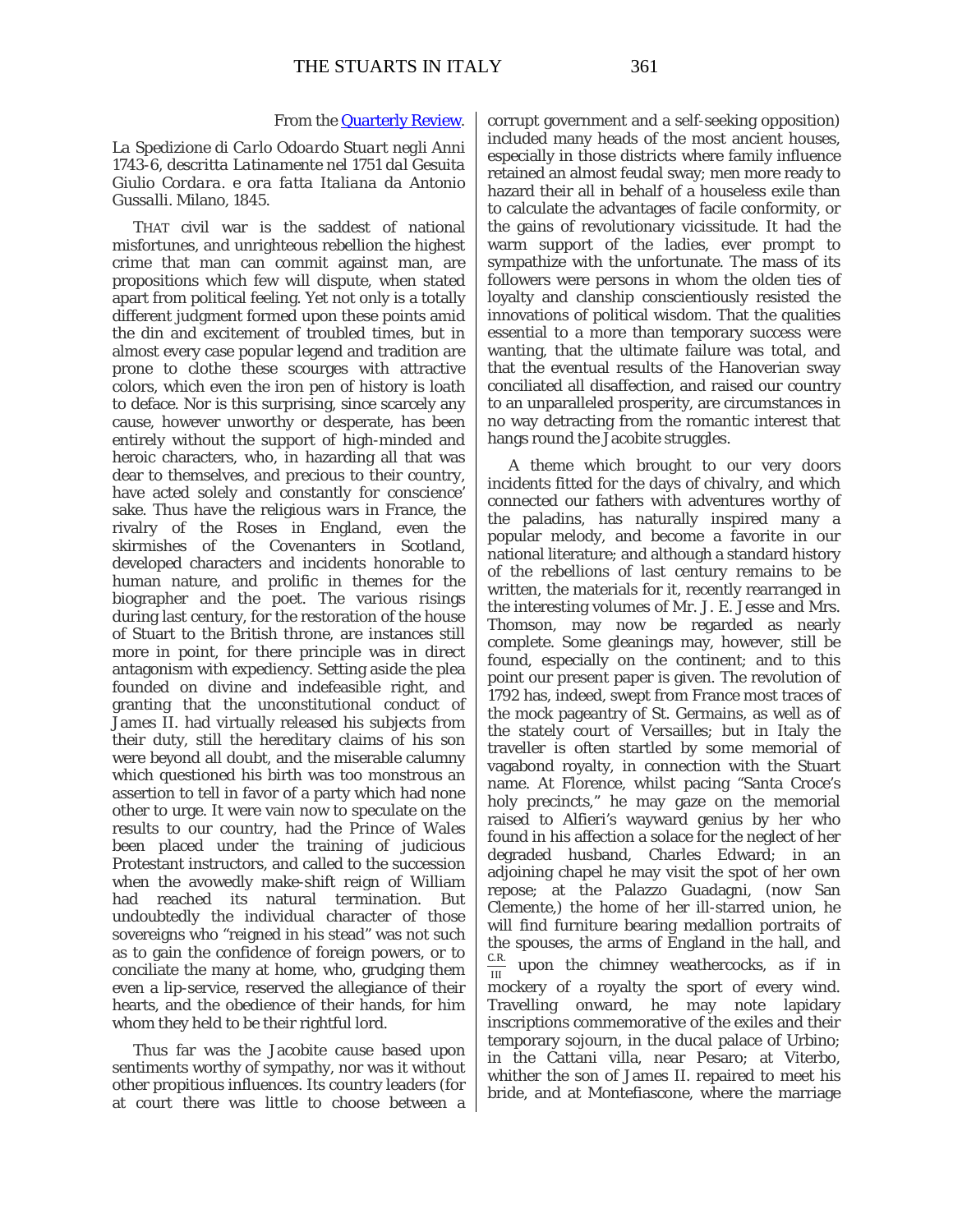From the [Quarterly Review](#).

*La Spedizione di Carlo Odoardo Stuart negli Anni 1743-6, descritta Latinamente nel 1751 dal Gesuita Giulio Cordara. e ora fatta Italiana da Antonio Gussalli. Milano, 1845.*

THAT civil war is the saddest of national misfortunes, and unrighteous rebellion the highest crime that man can commit against man, are propositions which few will dispute, when stated apart from political feeling. Yet not only is a totally different judgment formed upon these points amid the din and excitement of troubled times, but in almost every case popular legend and tradition are prone to clothe these scourges with attractive colors, which even the iron pen of history is loath to deface. Nor is this surprising, since scarcely any cause, however unworthy or desperate, has been entirely without the support of high-minded and heroic characters, who, in hazarding all that was dear to themselves, and precious to their country, have acted solely and constantly for conscience' sake. Thus have the religious wars in France, the rivalry of the Roses in England, even the skirmishes of the Covenanters in Scotland, developed characters and incidents honorable to human nature, and prolific in themes for the biographer and the poet. The various risings during last century, for the restoration of the house of Stuart to the British throne, are instances still more in point, for there principle was in direct antagonism with expediency. Setting aside the plea founded on divine and indefeasible right, and granting that the unconstitutional conduct of James II. had virtually released his subjects from their duty, still the hereditary claims of his son were beyond all doubt, and the miserable calumny which questioned his birth was too monstrous an assertion to tell in favor of a party which had none other to urge. It were vain now to speculate on the results to our country, had the Prince of Wales been placed under the training of judicious Protestant instructors, and called to the succession when the avowedly make-shift reign of William had reached its natural termination. But undoubtedly the individual character of those sovereigns who "reigned in his stead" was not such as to gain the confidence of foreign powers, or to conciliate the many at home, who, grudging them even a lip-service, reserved the allegiance of their hearts, and the obedience of their hands, for him whom they held to be their rightful lord.

Thus far was the Jacobite cause based upon sentiments worthy of sympathy, nor was it without other propitious influences. Its country leaders (for at court there was little to choose between a corrupt government and a self-seeking opposition) included many heads of the most ancient houses, especially in those districts where family influence retained an almost feudal sway; men more ready to hazard their all in behalf of a houseless exile than to calculate the advantages of facile conformity, or the gains of revolutionary vicissitude. It had the warm support of the ladies, ever prompt to sympathize with the unfortunate. The mass of its followers were persons in whom the olden ties of loyalty and clanship conscientiously resisted the innovations of political wisdom. That the qualities essential to a more than temporary success were wanting, that the ultimate failure was total, and that the eventual results of the Hanoverian sway conciliated all disaffection, and raised our country to an unparalleled prosperity, are circumstances in no way detracting from the romantic interest that hangs round the Jacobite struggles.

A theme which brought to our very doors incidents fitted for the days of chivalry, and which connected our fathers with adventures worthy of the paladins, has naturally inspired many a popular melody, and become a favorite in our national literature; and although a standard history of the rebellions of last century remains to be written, the materials for it, recently rearranged in the interesting volumes of Mr. J. E. Jesse and Mrs. Thomson, may now be regarded as nearly complete. Some gleanings may, however, still be found, especially on the continent; and to this point our present paper is given. The revolution of 1792 has, indeed, swept from France most traces of the mock pageantry of St. Germains, as well as of the stately court of Versailles; but in Italy the traveller is often startled by some memorial of vagabond royalty, in connection with the Stuart name. At Florence, whilst pacing "Santa Croce's holy precincts," he may gaze on the memorial raised to Alfieri's wayward genius by her who found in his affection a solace for the neglect of her degraded husband, Charles Edward; in an adjoining chapel he may visit the spot of her own repose; at the Palazzo Guadagni, (now San Clemente,) the home of her ill-starred union, he will find furniture bearing medallion portraits of the spouses, the arms of England in the hall, and $\frac{\text{C.R.}}{\text{III}}$ upon the chimney weathercocks, as if in mockery of a royalty the sport of every wind. Travelling onward, he may note lapidary inscriptions commemorative of the exiles and their temporary sojourn, in the ducal palace of Urbino; in the Cattani villa, near Pesaro; at Viterbo, whither the son of James II. repaired to meet his bride, and at Montefiascone, where the marriage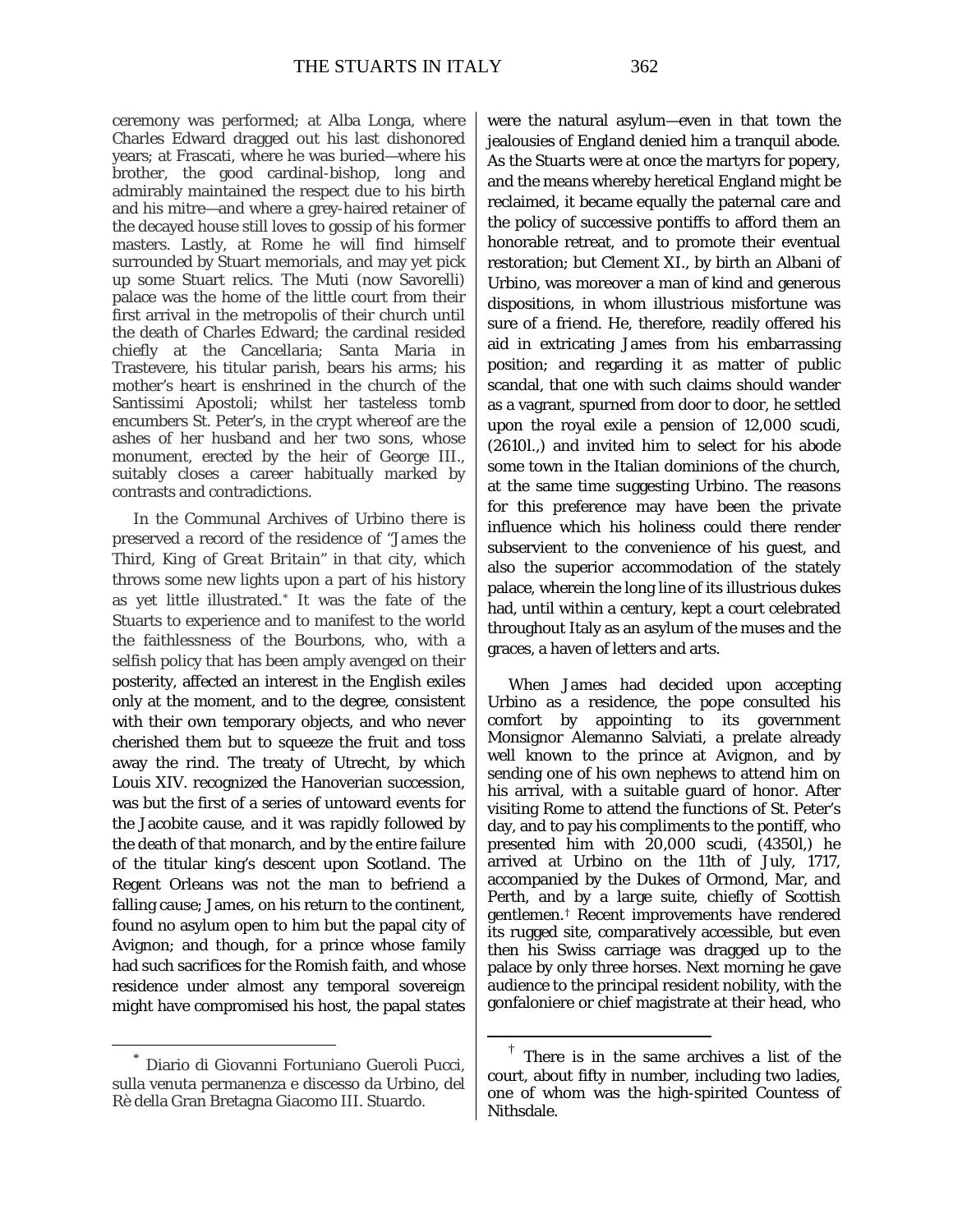ceremony was performed; at Alba Longa, where Charles Edward dragged out his last dishonored years; at Frascati, where he was buried—where his brother, the good cardinal-bishop, long and admirably maintained the respect due to his birth and his mitre—and where a grey-haired retainer of the decayed house still loves to gossip of his former masters. Lastly, at Rome he will find himself surrounded by Stuart memorials, and may yet pick up some Stuart relics. The Muti (now Savorelli) palace was the home of the little court from their first arrival in the metropolis of their church until the death of Charles Edward; the cardinal resided chiefly at the Cancellaria; Santa Maria in Trastevere, his titular parish, bears his arms; his mother's heart is enshrined in the church of the Santissimi Apostoli; whilst her tasteless tomb encumbers St. Peter's, in the crypt whereof are the ashes of her husband and her two sons, whose monument, erected by the heir of George III., suitably closes a career habitually marked by contrasts and contradictions.

In the Communal Archives of Urbino there is preserved a record of the residence of "*James the Third, King of Great Britain*" in that city, which throws some new lights upon a part of his history as yet little illustrated.* It was the fate of the Stuarts to experience and to manifest to the world the faithlessness of the Bourbons, who, with a selfish policy that has been amply avenged on their posterity, affected an interest in the English exiles only at the moment, and to the degree, consistent with their own temporary objects, and who never cherished them but to squeeze the fruit and toss away the rind. The treaty of Utrecht, by which Louis XIV. recognized the Hanoverian succession, was but the first of a series of untoward events for the Jacobite cause, and it was rapidly followed by the death of that monarch, and by the entire failure of the titular king's descent upon Scotland. The Regent Orleans was not the man to befriend a falling cause; James, on his return to the continent, found no asylum open to him but the papal city of Avignon; and though, for a prince whose family had such sacrifices for the Romish faith, and whose residence under almost any temporal sovereign might have compromised his host, the papal states were the natural asylum—even in that town the jealousies of England denied him a tranquil abode. As the Stuarts were at once the martyrs for popery, and the means whereby heretical England might be reclaimed, it became equally the paternal care and the policy of successive pontiffs to afford them an honorable retreat, and to promote their eventual restoration; but Clement XI., by birth an Albani of Urbino, was moreover a man of kind and generous dispositions, in whom illustrious misfortune was sure of a friend. He, therefore, readily offered his aid in extricating James from his embarrassing position; and regarding it as matter of public scandal, that one with such claims should wander as a vagrant, spurned from door to door, he settled upon the royal exile a pension of 12,000 scudi, (2610l.,) and invited him to select for his abode some town in the Italian dominions of the church, at the same time suggesting Urbino. The reasons for this preference may have been the private influence which his holiness could there render subservient to the convenience of his guest, and also the superior accommodation of the stately palace, wherein the long line of its illustrious dukes had, until within a century, kept a court celebrated throughout Italy as an asylum of the muses and the graces, a haven of letters and arts.

When James had decided upon accepting Urbino as a residence, the pope consulted his comfort by appointing to its government Monsignor Alemanno Salviati, a prelate already well known to the prince at Avignon, and by sending one of his own nephews to attend him on his arrival, with a suitable guard of honor. After visiting Rome to attend the functions of St. Peter's day, and to pay his compliments to the pontiff, who presented him with 20,000 scudi, (4350l,) he arrived at Urbino on the 11th of July, 1717, accompanied by the Dukes of Ormond, Mar, and Perth, and by a large suite, chiefly of Scottish gentlemen.† Recent improvements have rendered its rugged site, comparatively accessible, but even then his Swiss carriage was dragged up to the palace by only three horses. Next morning he gave audience to the principal resident nobility, with the gonfaloniere or chief magistrate at their head, who

* Diario di Giovanni Fortuniano Gueroli Pucci, sulla venuta permanenza e discesso da Urbino, del Rè della Gran Bretagna Giacomo III. Stuardo.

† There is in the same archives a list of the court, about fifty in number, including two ladies, one of whom was the high-spirited Countess of Nithsdale.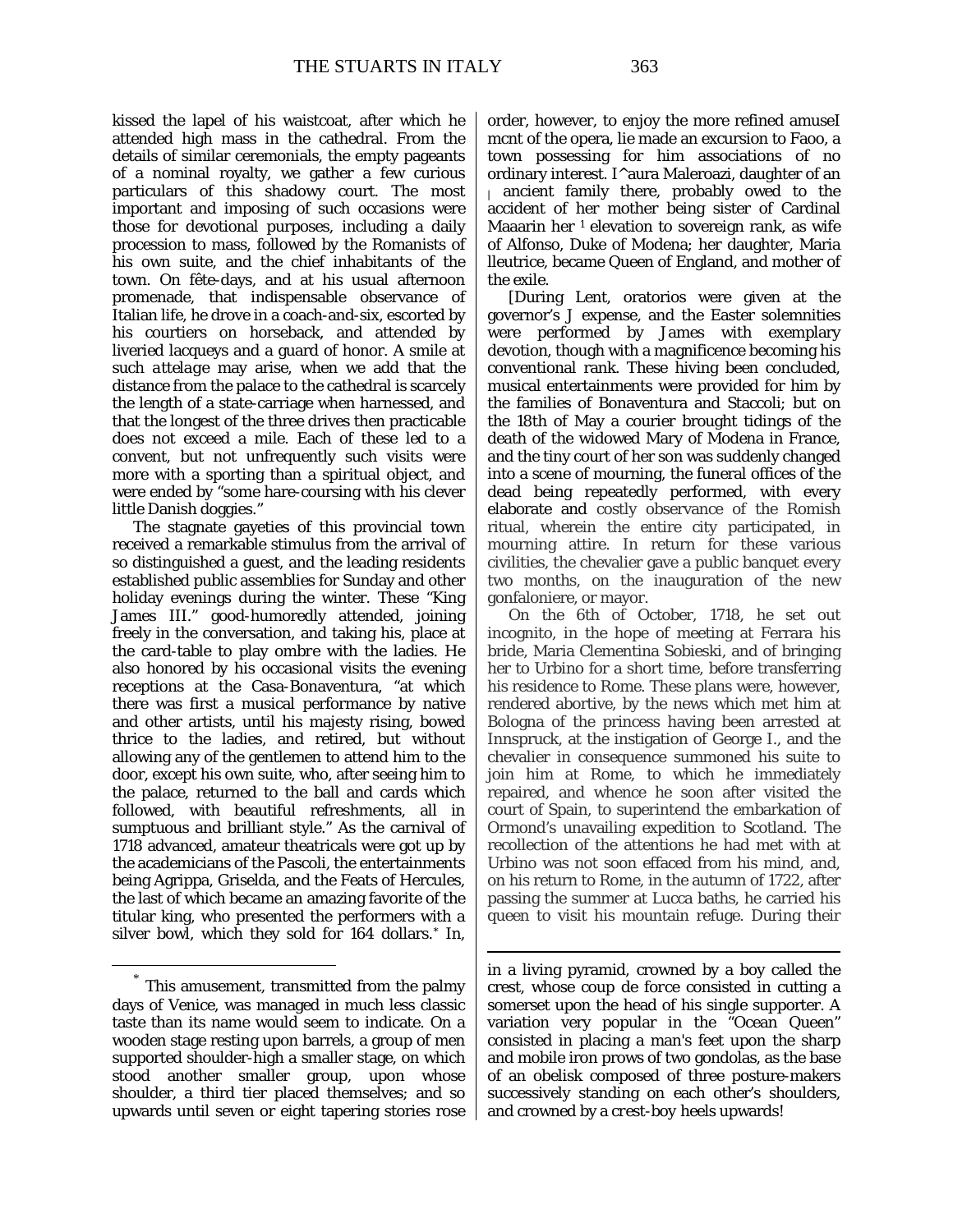kissed the lapel of his waistcoat, after which he attended high mass in the cathedral. From the details of similar ceremonials, the empty pageants of a nominal royalty, we gather a few curious particulars of this shadowy court. The most important and imposing of such occasions were those for devotional purposes, including a daily procession to mass, followed by the Romanists of his own suite, and the chief inhabitants of the town. On fête-days, and at his usual afternoon promenade, that indispensable observance of Italian life, he drove in a coach-and-six, escorted by his courtiers on horseback, and attended by liveried lacqueys and a guard of honor. A smile at such *attelage* may arise, when we add that the distance from the palace to the cathedral is scarcely the length of a state-carriage when harnessed, and that the longest of the three drives then practicable does not exceed a mile. Each of these led to a convent, but not unfrequently such visits were more with a sporting than a spiritual object, and were ended by "some hare-coursing with his clever little Danish doggies."

The stagnate gayeties of this provincial town received a remarkable stimulus from the arrival of so distinguished a guest, and the leading residents established public assemblies for Sunday and other holiday evenings during the winter. These "King James III." good-humoredly attended, joining freely in the conversation, and taking his, place at the card-table to play ombre with the ladies. He also honored by his occasional visits the evening receptions at the Casa-Bonaventura, "at which there was first a musical performance by native and other artists, until his majesty rising, bowed thrice to the ladies, and retired, but without allowing any of the gentlemen to attend him to the door, except his own suite, who, after seeing him to the palace, returned to the ball and cards which followed, with beautiful refreshments, all in sumptuous and brilliant style." As the carnival of 1718 advanced, amateur theatricals were got up by the academicians of the Pascoli, the entertainments being Agrippa, Griselda, and the Feats of Hercules, the last of which became an amazing favorite of the titular king, who presented the performers with a silver bowl, which they sold for 164 dollars.* In, order, however, to enjoy the more refined amuseI mcnt of the opera, lie made an excursion to Faoo, a town possessing for him associations of no ordinary interest. I^aura Maleroazi, daughter of an ancient family there, probably owed to the accident of her mother being sister of Cardinal Maaarin her elevation to sovereign rank, as wife of Alfonso, Duke of Modena; her daughter, Maria lleutrice, became Queen of England, and mother of the exile.

[During Lent, oratorios were given at the governor's J expense, and the Easter solemnities were performed by James with exemplary devotion, though with a magnificence becoming his conventional rank. These hiving been concluded, musical entertainments were provided for him by the families of Bonaventura and Staccoli; but on the 18th of May a courier brought tidings of the death of the widowed Mary of Modena in France, and the tiny court of her son was suddenly changed into a scene of mourning, the funeral offices of the dead being repeatedly performed, with every elaborate and costly observance of the Romish ritual, wherein the entire city participated, in mourning attire. In return for these various civilities, the chevalier gave a public banquet every two months, on the inauguration of the new gonfaloniere, or mayor.

On the 6th of October, 1718, he set out incognito, in the hope of meeting at Ferrara his bride, Maria Clementina Sobieski, and of bringing her to Urbino for a short time, before transferring his residence to Rome. These plans were, however, rendered abortive, by the news which met him at Bologna of the princess having been arrested at Innspruck, at the instigation of George I., and the chevalier in consequence summoned his suite to join him at Rome, to which he immediately repaired, and whence he soon after visited the court of Spain, to superintend the embarkation of Ormond's unavailing expedition to Scotland. The recollection of the attentions he had met with at Urbino was not soon effaced from his mind, and, on his return to Rome, in the autumn of 1722, after passing the summer at Lucca baths, he carried his queen to visit his mountain refuge. During their

---

* This amusement, transmitted from the palmy days of Venice, was managed in much less classic taste than its name would seem to indicate. On a wooden stage resting upon barrels, a group of men supported shoulder-high a smaller stage, on which stood another smaller group, upon whose shoulder, a third tier placed themselves; and so upwards until seven or eight tapering stories rose in a living pyramid, crowned by a boy called the crest, whose *coup de force* consisted in cutting a somerset upon the head of his single supporter. A variation very popular in the "Ocean Queen" consisted in placing a man's feet upon the sharp and mobile iron prows of two gondolas, as the base of an obelisk composed of three posture-makers successively standing on each other's shoulders, and crowned by a crest-boy heels upwards!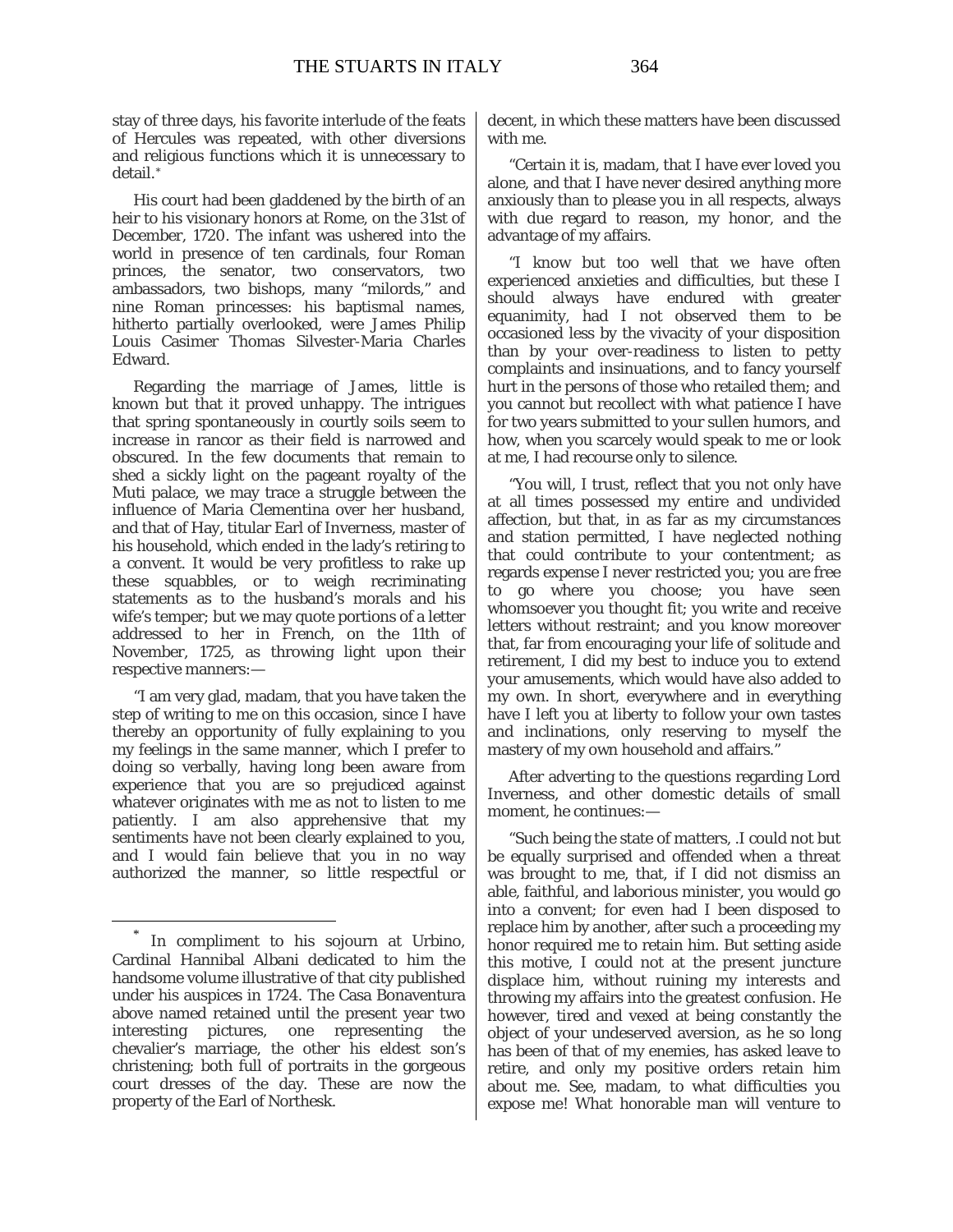stay of three days, his favorite interlude of the feats of Hercules was repeated, with other diversions and religious functions which it is unnecessary to detail.*

His court had been gladdened by the birth of an heir to his visionary honors at Rome, on the 31st of December, 1720. The infant was ushered into the world in presence of ten cardinals, four Roman princes, the senator, two conservators, two ambassadors, two bishops, many "milords," and nine Roman princesses: his baptismal names, hitherto partially overlooked, were James Philip Louis Casimer Thomas Silvester-Maria Charles Edward.

Regarding the marriage of James, little is known but that it proved unhappy. The intrigues that spring spontaneously in courtly soils seem to increase in rancor as their field is narrowed and obscured. In the few documents that remain to shed a sickly light on the pageant royalty of the Muti palace, we may trace a struggle between the influence of Maria Clementina over her husband, and that of Hay, titular Earl of Inverness, master of his household, which ended in the lady's retiring to a convent. It would be very profitless to rake up these squabbles, or to weigh recriminating statements as to the husband's morals and his wife's temper; but we may quote portions of a letter addressed to her in French, on the 11th of November, 1725, as throwing light upon their respective manners:—

"I am very glad, madam, that you have taken the step of writing to me on this occasion, since I have thereby an opportunity of fully explaining to you my feelings in the same manner, which I prefer to doing so verbally, having long been aware from experience that you are so prejudiced against whatever originates with me as not to listen to me patiently. I am also apprehensive that my sentiments have not been clearly explained to you, and I would fain believe that you in no way authorized the manner, so little respectful or decent, in which these matters have been discussed with me.

"Certain it is, madam, that I have ever loved you alone, and that I have never desired anything more anxiously than to please you in all respects, always with due regard to reason, my honor, and the advantage of my affairs.

"I know but too well that we have often experienced anxieties and difficulties, but these I should always have endured with greater equanimity, had I not observed them to be occasioned less by the vivacity of your disposition than by your over-readiness to listen to petty complaints and insinuations, and to fancy yourself hurt in the persons of those who retailed them; and you cannot but recollect with what patience I have for two years submitted to your sullen humors, and how, when you scarcely would speak to me or look at me, I had recourse only to silence.

"You will, I trust, reflect that you not only have at all times possessed my entire and undivided affection, but that, in as far as my circumstances and station permitted, I have neglected nothing that could contribute to your contentment; as regards expense I never restricted you; you are free to go where you choose; you have seen whomsoever you thought fit; you write and receive letters without restraint; and you know moreover that, far from encouraging your life of solitude and retirement, I did my best to induce you to extend your amusements, which would have also added to my own. In short, everywhere and in everything have I left you at liberty to follow your own tastes and inclinations, only reserving to myself the mastery of my own household and affairs."

After adverting to the questions regarding Lord Inverness, and other domestic details of small moment, he continues:—

"Such being the state of matters, .I could not but be equally surprised and offended when a threat was brought to me, that, if I did not dismiss an able, faithful, and laborious minister, you would go into a convent; for even had I been disposed to replace him by another, after such a proceeding my honor required me to retain him. But setting aside this motive, I could not at the present juncture displace him, without ruining my interests and throwing my affairs into the greatest confusion. He however, tired and vexed at being constantly the object of your undeserved aversion, as he so long has been of that of my enemies, has asked leave to retire, and only my positive orders retain him about me. See, madam, to what difficulties you expose me! What honorable man will venture to

---

* In compliment to his sojourn at Urbino, Cardinal Hannibal Albani dedicated to him the handsome volume illustrative of that city published under his auspices in 1724. The Casa Bonaventura above named retained until the present year two interesting pictures, one representing the chevalier's marriage, the other his eldest son's christening; both full of portraits in the gorgeous court dresses of the day. These are now the property of the Earl of Northesk.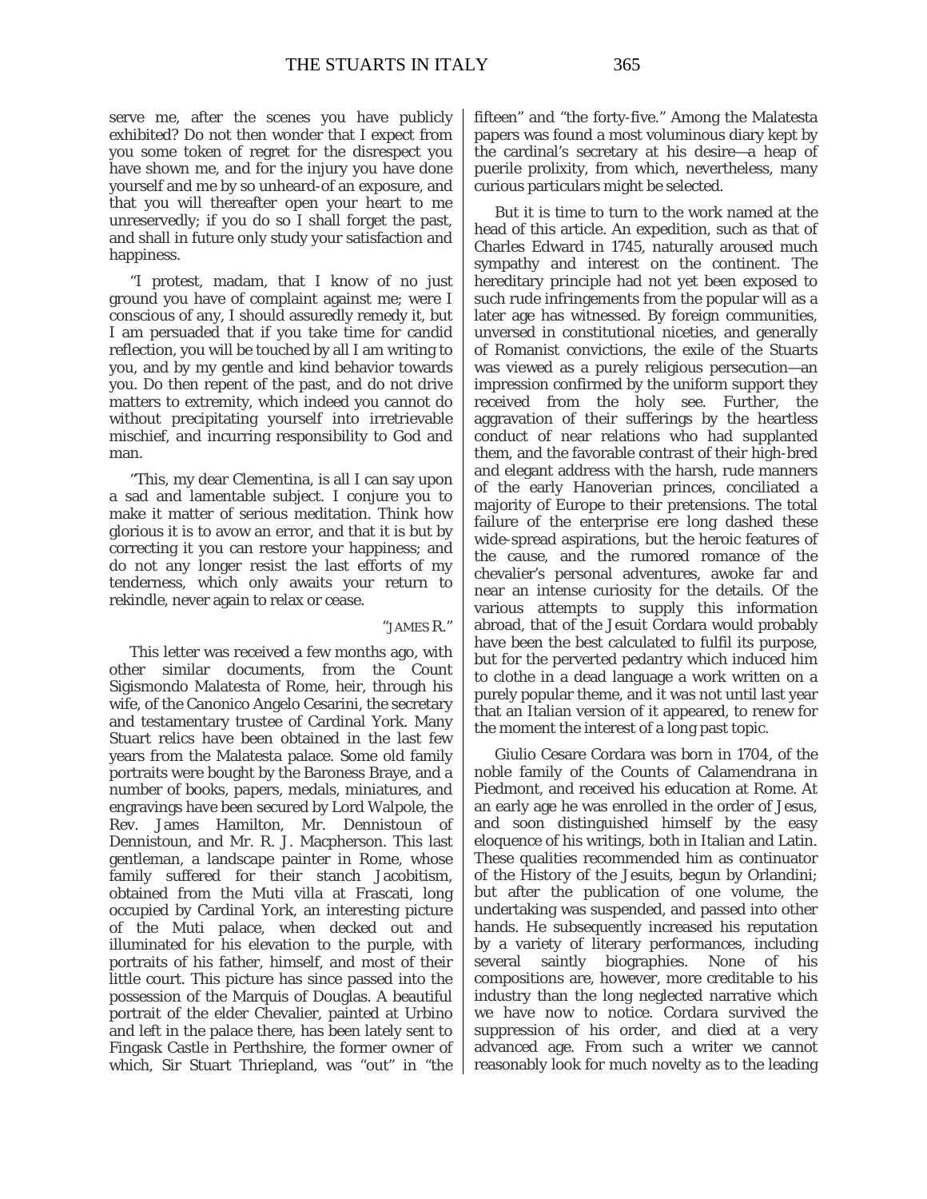serve me, after the scenes you have publicly exhibited? Do not then wonder that I expect from you some token of regret for the disrespect you have shown me, and for the injury you have done yourself and me by so unheard-of an exposure, and that you will thereafter open your heart to me unreservedly; if you do so I shall forget the past, and shall in future only study your satisfaction and happiness.

"I protest, madam, that I know of no just ground you have of complaint against me; were I conscious of any, I should assuredly remedy it, but I am persuaded that if you take time for candid reflection, you will be touched by all I am writing to you, and by my gentle and kind behavior towards you. Do then repent of the past, and do not drive matters to extremity, which indeed you cannot do without precipitating yourself into irretrievable mischief, and incurring responsibility to God and man.

"This, my dear Clementina, is all I can say upon a sad and lamentable subject. I conjure you to make it matter of serious meditation. Think how glorious it is to avow an error, and that it is but by correcting it you can restore your happiness; and do not any longer resist the last efforts of my tenderness, which only awaits your return to rekindle, never again to relax or cease.

"JAMES R."

This letter was received a few months ago, with other similar documents, from the Count Sigismondo Malatesta of Rome, heir, through his wife, of the Canonico Angelo Cesarini, the secretary and testamentary trustee of Cardinal York. Many Stuart relics have been obtained in the last few years from the Malatesta palace. Some old family portraits were bought by the Baroness Braye, and a number of books, papers, medals, miniatures, and engravings have been secured by Lord Walpole, the Rev. James Hamilton, Mr. Dennistoun of Dennistoun, and Mr. R. J. Macpherson. This last gentleman, a landscape painter in Rome, whose family suffered for their stanch Jacobitism, obtained from the Muti villa at Frascati, long occupied by Cardinal York, an interesting picture of the Muti palace, when decked out and illuminated for his elevation to the purple, with portraits of his father, himself, and most of their little court. This picture has since passed into the possession of the Marquis of Douglas. A beautiful portrait of the elder Chevalier, painted at Urbino and left in the palace there, has been lately sent to Fingask Castle in Perthshire, the former owner of which, Sir Stuart Thriepland, was "out" in "the fifteen" and "the forty-five." Among the Malatesta papers was found a most voluminous diary kept by the cardinal's secretary at his desire—a heap of puerile prolixity, from which, nevertheless, many curious particulars might be selected.

But it is time to turn to the work named at the head of this article. An expedition, such as that of Charles Edward in 1745, naturally aroused much sympathy and interest on the continent. The hereditary principle had not yet been exposed to such rude infringements from the popular will as a later age has witnessed. By foreign communities, unversed in constitutional niceties, and generally of Romanist convictions, the exile of the Stuarts was viewed as a purely religious persecution—an impression confirmed by the uniform support they received from the holy see. Further, the aggravation of their sufferings by the heartless conduct of near relations who had supplanted them, and the favorable contrast of their high-bred and elegant address with the harsh, rude manners of the early Hanoverian princes, conciliated a majority of Europe to their pretensions. The total failure of the enterprise ere long dashed these wide-spread aspirations, but the heroic features of the cause, and the rumored romance of the chevalier's personal adventures, awoke far and near an intense curiosity for the details. Of the various attempts to supply this information abroad, that of the Jesuit Cordara would probably have been the best calculated to fulfil its purpose, but for the perverted pedantry which induced him to clothe in a dead language a work written on a purely popular theme, and it was not until last year that an Italian version of it appeared, to renew for the moment the interest of a long past topic.

Giulio Cesare Cordara was born in 1704, of the noble family of the Counts of Calamendrana in Piedmont, and received his education at Rome. At an early age he was enrolled in the order of Jesus, and soon distinguished himself by the easy eloquence of his writings, both in Italian and Latin. These qualities recommended him as continuator of the History of the Jesuits, begun by Orlandini; but after the publication of one volume, the undertaking was suspended, and passed into other hands. He subsequently increased his reputation by a variety of literary performances, including several saintly biographies. None of his compositions are, however, more creditable to his industry than the long neglected narrative which we have now to notice. Cordara survived the suppression of his order, and died at a very advanced age. From such a writer we cannot reasonably look for much novelty as to the leading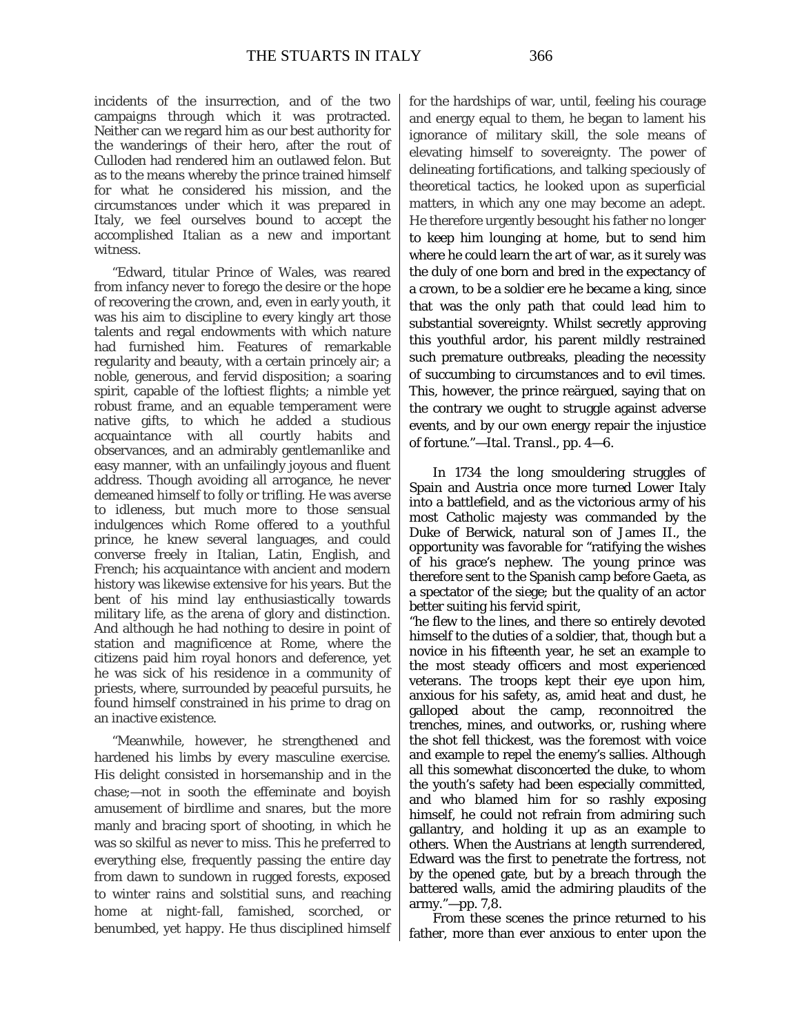incidents of the insurrection, and of the two campaigns through which it was protracted. Neither can we regard him as our best authority for the wanderings of their hero, after the rout of Culloden had rendered him an outlawed felon. But as to the means whereby the prince trained himself for what he considered his mission, and the circumstances under which it was prepared in Italy, we feel ourselves bound to accept the accomplished Italian as a new and important witness.

"Edward, titular Prince of Wales, was reared from infancy never to forego the desire or the hope of recovering the crown, and, even in early youth, it was his aim to discipline to every kingly art those talents and regal endowments with which nature had furnished him. Features of remarkable regularity and beauty, with a certain princely air; a noble, generous, and fervid disposition; a soaring spirit, capable of the loftiest flights; a nimble yet robust frame, and an equable temperament were native gifts, to which he added a studious acquaintance with all courtly habits and observances, and an admirably gentlemanlike and easy manner, with an unfailingly joyous and fluent address. Though avoiding all arrogance, he never demeaned himself to folly or trifling. He was averse to idleness, but much more to those sensual indulgences which Rome offered to a youthful prince, he knew several languages, and could converse freely in Italian, Latin, English, and French; his acquaintance with ancient and modern history was likewise extensive for his years. But the bent of his mind lay enthusiastically towards military life, as the arena of glory and distinction. And although he had nothing to desire in point of station and magnificence at Rome, where the citizens paid him royal honors and deference, yet he was sick of his residence in a community of priests, where, surrounded by peaceful pursuits, he found himself constrained in his prime to drag on an inactive existence.

"Meanwhile, however, he strengthened and hardened his limbs by every masculine exercise. His delight consisted in horsemanship and in the chase;—not in sooth the effeminate and boyish amusement of birdlime and snares, but the more manly and bracing sport of shooting, in which he was so skilful as never to miss. This he preferred to everything else, frequently passing the entire day from dawn to sundown in rugged forests, exposed to winter rains and solstitial suns, and reaching home at night-fall, famished, scorched, or benumbed, yet happy. He thus disciplined himself for the hardships of war, until, feeling his courage and energy equal to them, he began to lament his ignorance of military skill, the sole means of elevating himself to sovereignty. The power of delineating fortifications, and talking speciously of theoretical tactics, he looked upon as superficial matters, in which any one may become an adept. He therefore urgently besought his father no longer to keep him lounging at home, but to send him where he could learn the art of war, as it surely was the duly of one born and bred in the expectancy of a crown, to be a soldier ere he became a king, since that was the only path that could lead him to substantial sovereignty. Whilst secretly approving this youthful ardor, his parent mildly restrained such premature outbreaks, pleading the necessity of succumbing to circumstances and to evil times. This, however, the prince reärgued, saying that on the contrary we ought to struggle against adverse events, and by our own energy repair the injustice of fortune."—*Ital. Transl.*, pp. 4—6.

In 1734 the long smouldering struggles of Spain and Austria once more turned Lower Italy into a battlefield, and as the victorious army of his most Catholic majesty was commanded by the Duke of Berwick, natural son of James II., the opportunity was favorable for "ratifying the wishes of his grace's nephew. The young prince was therefore sent to the Spanish camp before Gaeta, as a spectator of the siege; but the quality of an actor better suiting his fervid spirit,

"he flew to the lines, and there so entirely devoted himself to the duties of a soldier, that, though but a novice in his fifteenth year, he set an example to the most steady officers and most experienced veterans. The troops kept their eye upon him, anxious for his safety, as, amid heat and dust, he galloped about the camp, reconnoitred the trenches, mines, and outworks, or, rushing where the shot fell thickest, was the foremost with voice and example to repel the enemy's sallies. Although all this somewhat disconcerted the duke, to whom the youth's safety had been especially committed, and who blamed him for so rashly exposing himself, he could not refrain from admiring such gallantry, and holding it up as an example to others. When the Austrians at length surrendered, Edward was the first to penetrate the fortress, not by the opened gate, but by a breach through the battered walls, amid the admiring plaudits of the army."—pp. 7,8.

From these scenes the prince returned to his father, more than ever anxious to enter upon the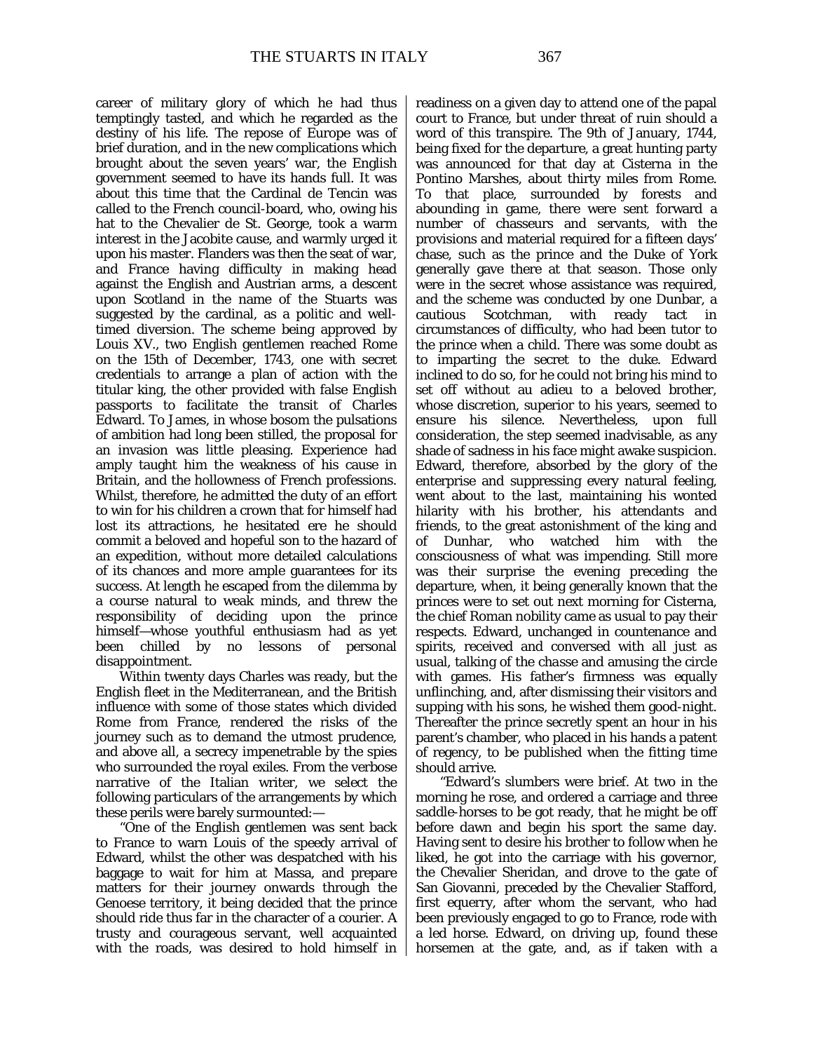career of military glory of which he had thus temptingly tasted, and which he regarded as the destiny of his life. The repose of Europe was of brief duration, and in the new complications which brought about the seven years' war, the English government seemed to have its hands full. It was about this time that the Cardinal de Tencin was called to the French council-board, who, owing his hat to the Chevalier de St. George, took a warm interest in the Jacobite cause, and warmly urged it upon his master. Flanders was then the seat of war, and France having difficulty in making head against the English and Austrian arms, a descent upon Scotland in the name of the Stuarts was suggested by the cardinal, as a politic and well-timed diversion. The scheme being approved by Louis XV., two English gentlemen reached Rome on the 15th of December, 1743, one with secret credentials to arrange a plan of action with the titular king, the other provided with false English passports to facilitate the transit of Charles Edward. To James, in whose bosom the pulsations of ambition had long been stilled, the proposal for an invasion was little pleasing. Experience had amply taught him the weakness of his cause in Britain, and the hollowness of French professions. Whilst, therefore, he admitted the duty of an effort to win for his children a crown that for himself had lost its attractions, he hesitated ere he should commit a beloved and hopeful son to the hazard of an expedition, without more detailed calculations of its chances and more ample guarantees for its success. At length he escaped from the dilemma by a course natural to weak minds, and threw the responsibility of deciding upon the prince himself—whose youthful enthusiasm had as yet been chilled by no lessons of personal disappointment.

Within twenty days Charles was ready, but the English fleet in the Mediterranean, and the British influence with some of those states which divided Rome from France, rendered the risks of the journey such as to demand the utmost prudence, and above all, a secrecy impenetrable by the spies who surrounded the royal exiles. From the verbose narrative of the Italian writer, we select the following particulars of the arrangements by which these perils were barely surmounted:—

"One of the English gentlemen was sent back to France to warn Louis of the speedy arrival of Edward, whilst the other was despatched with his baggage to wait for him at Massa, and prepare matters for their journey onwards through the Genoese territory, it being decided that the prince should ride thus far in the character of a courier. A trusty and courageous servant, well acquainted with the roads, was desired to hold himself in readiness on a given day to attend one of the papal court to France, but under threat of ruin should a word of this transpire. The 9th of January, 1744, being fixed for the departure, a great hunting party was announced for that day at Cisterna in the Pontino Marshes, about thirty miles from Rome. To that place, surrounded by forests and abounding in game, there were sent forward a number of chasseurs and servants, with the provisions and material required for a fifteen days' chase, such as the prince and the Duke of York generally gave there at that season. Those only were in the secret whose assistance was required, and the scheme was conducted by one Dunbar, a cautious Scotchman, with ready tact in circumstances of difficulty, who had been tutor to the prince when a child. There was some doubt as to imparting the secret to the duke. Edward inclined to do so, for he could not bring his mind to set off without au adieu to a beloved brother, whose discretion, superior to his years, seemed to ensure his silence. Nevertheless, upon full consideration, the step seemed inadvisable, as any shade of sadness in his face might awake suspicion. Edward, therefore, absorbed by the glory of the enterprise and suppressing every natural feeling, went about to the last, maintaining his wonted hilarity with his brother, his attendants and friends, to the great astonishment of the king and of Dunhar, who watched him with the consciousness of what was impending. Still more was their surprise the evening preceding the departure, when, it being generally known that the princes were to set out next morning for Cisterna, the chief Roman nobility came as usual to pay their respects. Edward, unchanged in countenance and spirits, received and conversed with all just as usual, talking of the chasse and amusing the circle with games. His father's firmness was equally unflinching, and, after dismissing their visitors and supping with his sons, he wished them good-night. Thereafter the prince secretly spent an hour in his parent's chamber, who placed in his hands a patent of regency, to be published when the fitting time should arrive.

"Edward's slumbers were brief. At two in the morning he rose, and ordered a carriage and three saddle-horses to be got ready, that he might be off before dawn and begin his sport the same day. Having sent to desire his brother to follow when he liked, he got into the carriage with his governor, the Chevalier Sheridan, and drove to the gate of San Giovanni, preceded by the Chevalier Stafford, first equerry, after whom the servant, who had been previously engaged to go to France, rode with a led horse. Edward, on driving up, found these horsemen at the gate, and, as if taken with a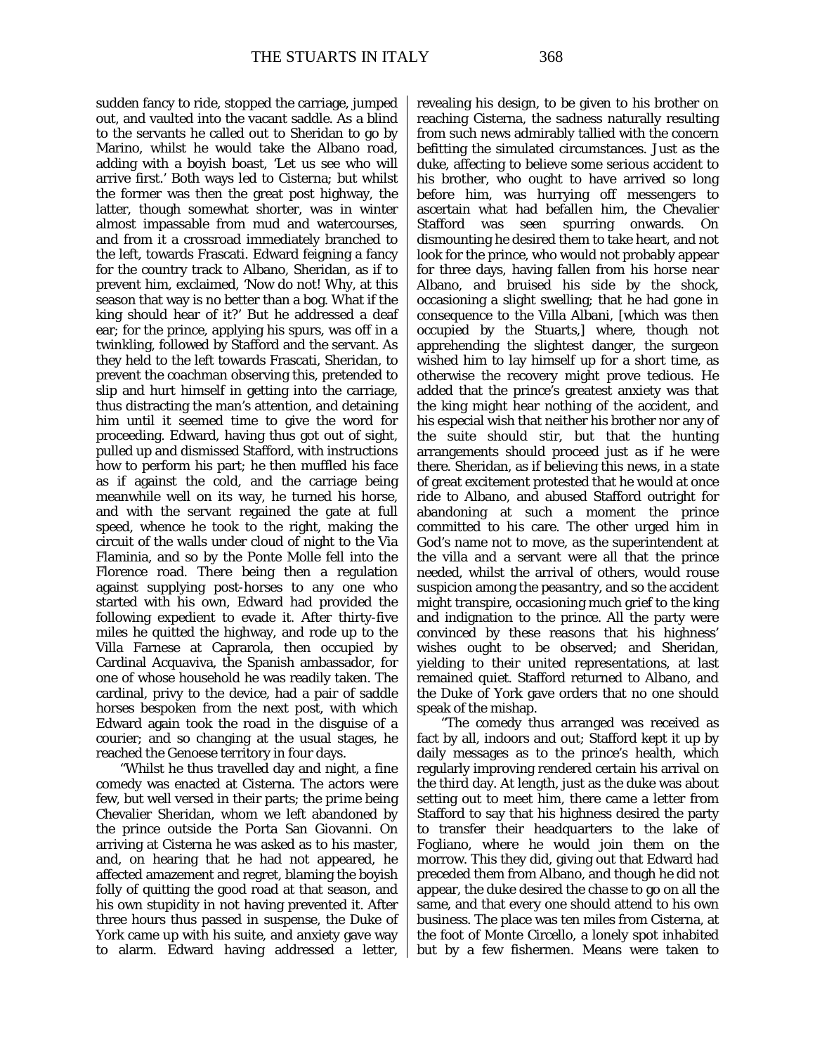sudden fancy to ride, stopped the carriage, jumped out, and vaulted into the vacant saddle. As a blind to the servants he called out to Sheridan to go by Marino, whilst he would take the Albano road, adding with a boyish boast, 'Let us see who will arrive first.' Both ways led to Cisterna; but whilst the former was then the great post highway, the latter, though somewhat shorter, was in winter almost impassable from mud and watercourses, and from it a crossroad immediately branched to the left, towards Frascati. Edward feigning a fancy for the country track to Albano, Sheridan, as if to prevent him, exclaimed, 'Now do not! Why, at this season that way is no better than a bog. What if the king should hear of it?' But he addressed a deaf ear; for the prince, applying his spurs, was off in a twinkling, followed by Stafford and the servant. As they held to the left towards Frascati, Sheridan, to prevent the coachman observing this, pretended to slip and hurt himself in getting into the carriage, thus distracting the man's attention, and detaining him until it seemed time to give the word for proceeding. Edward, having thus got out of sight, pulled up and dismissed Stafford, with instructions how to perform his part; he then muffled his face as if against the cold, and the carriage being meanwhile well on its way, he turned his horse, and with the servant regained the gate at full speed, whence he took to the right, making the circuit of the walls under cloud of night to the Via Flaminia, and so by the Ponte Molle fell into the Florence road. There being then a regulation against supplying post-horses to any one who started with his own, Edward had provided the following expedient to evade it. After thirty-five miles he quitted the highway, and rode up to the Villa Farnese at Caprarola, then occupied by Cardinal Acquaviva, the Spanish ambassador, for one of whose household he was readily taken. The cardinal, privy to the device, had a pair of saddle horses bespoken from the next post, with which Edward again took the road in the disguise of a courier; and so changing at the usual stages, he reached the Genoese territory in four days.

"Whilst he thus travelled day and night, a fine comedy was enacted at Cisterna. The actors were few, but well versed in their parts; the prime being Chevalier Sheridan, whom we left abandoned by the prince outside the Porta San Giovanni. On arriving at Cisterna he was asked as to his master, and, on hearing that he had not appeared, he affected amazement and regret, blaming the boyish folly of quitting the good road at that season, and his own stupidity in not having prevented it. After three hours thus passed in suspense, the Duke of York came up with his suite, and anxiety gave way to alarm. Edward having addressed a letter, revealing his design, to be given to his brother on reaching Cisterna, the sadness naturally resulting from such news admirably tallied with the concern befitting the simulated circumstances. Just as the duke, affecting to believe some serious accident to his brother, who ought to have arrived so long before him, was hurrying off messengers to ascertain what had befallen him, the Chevalier Stafford was seen spurring onwards. On dismounting he desired them to take heart, and not look for the prince, who would not probably appear for three days, having fallen from his horse near Albano, and bruised his side by the shock, occasioning a slight swelling; that he had gone in consequence to the Villa Albani, [which was then occupied by the Stuarts,] where, though not apprehending the slightest danger, the surgeon wished him to lay himself up for a short time, as otherwise the recovery might prove tedious. He added that the prince's greatest anxiety was that the king might hear nothing of the accident, and his especial wish that neither his brother nor any of the suite should stir, but that the hunting arrangements should proceed just as if he were there. Sheridan, as if believing this news, in a state of great excitement protested that he would at once ride to Albano, and abused Stafford outright for abandoning at such a moment the prince committed to his care. The other urged him in God's name not to move, as the superintendent at the villa and a servant were all that the prince needed, whilst the arrival of others, would rouse suspicion among the peasantry, and so the accident might transpire, occasioning much grief to the king and indignation to the prince. All the party were convinced by these reasons that his highness' wishes ought to be observed; and Sheridan, yielding to their united representations, at last remained quiet. Stafford returned to Albano, and the Duke of York gave orders that no one should speak of the mishap.

"The comedy thus arranged was received as fact by all, indoors and out; Stafford kept it up by daily messages as to the prince's health, which regularly improving rendered certain his arrival on the third day. At length, just as the duke was about setting out to meet him, there came a letter from Stafford to say that his highness desired the party to transfer their headquarters to the lake of Fogliano, where he would join them on the morrow. This they did, giving out that Edward had preceded them from Albano, and though he did not appear, the duke desired the *chasse* to go on all the same, and that every one should attend to his own business. The place was ten miles from Cisterna, at the foot of Monte Circello, a lonely spot inhabited but by a few fishermen. Means were taken to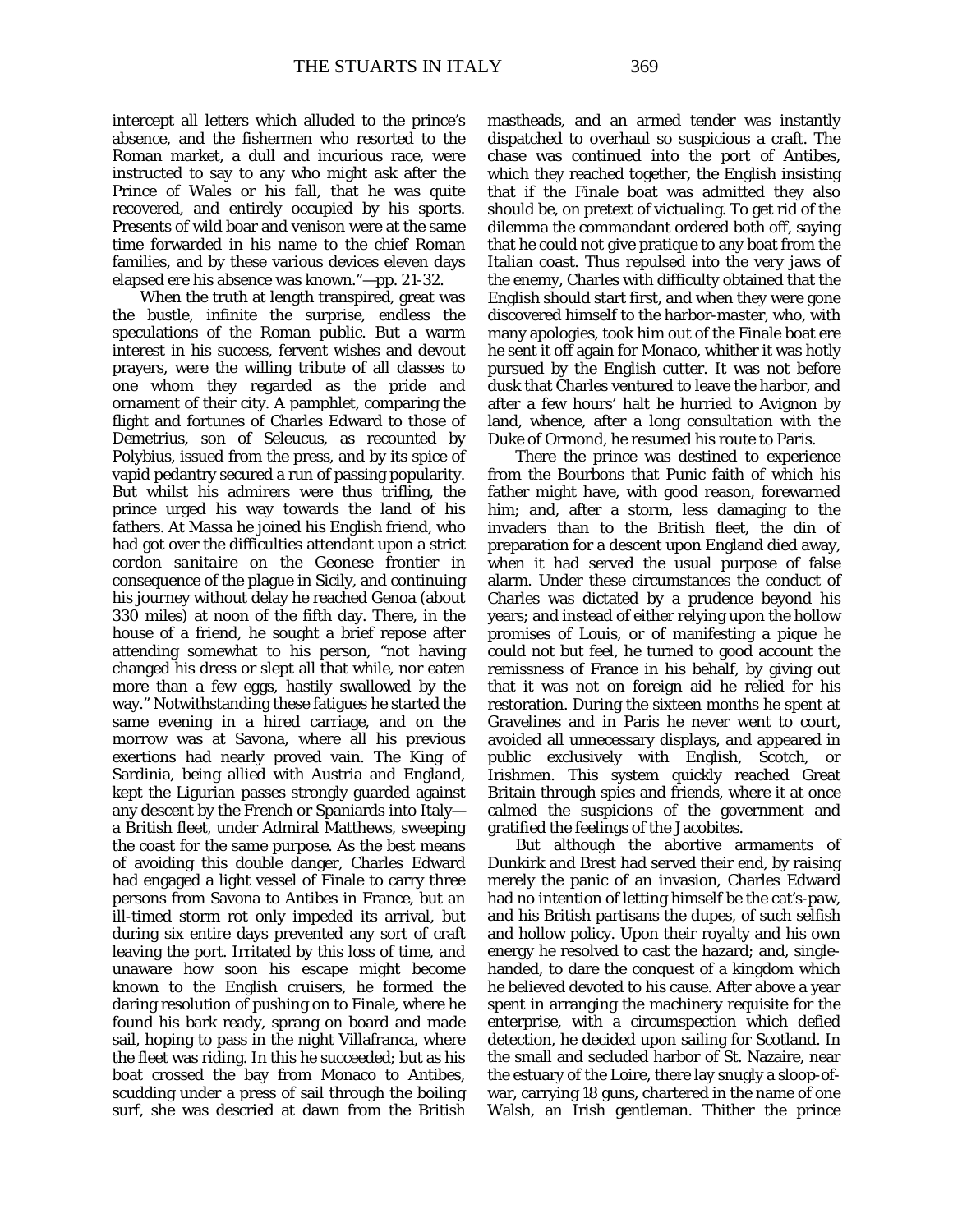intercept all letters which alluded to the prince's absence, and the fishermen who resorted to the Roman market, a dull and incurious race, were instructed to say to any who might ask after the Prince of Wales or his fall, that he was quite recovered, and entirely occupied by his sports. Presents of wild boar and venison were at the same time forwarded in his name to the chief Roman families, and by these various devices eleven days elapsed ere his absence was known."—pp. 21-32.

When the truth at length transpired, great was the bustle, infinite the surprise, endless the speculations of the Roman public. But a warm interest in his success, fervent wishes and devout prayers, were the willing tribute of all classes to one whom they regarded as the pride and ornament of their city. A pamphlet, comparing the flight and fortunes of Charles Edward to those of Demetrius, son of Seleucus, as recounted by Polybius, issued from the press, and by its spice of vapid pedantry secured a run of passing popularity. But whilst his admirers were thus trifling, the prince urged his way towards the land of his fathers. At Massa he joined his English friend, who had got over the difficulties attendant upon a strict *cordon sanitaire* on the Geonese frontier in consequence of the plague in Sicily, and continuing his journey without delay he reached Genoa (about 330 miles) at noon of the fifth day. There, in the house of a friend, he sought a brief repose after attending somewhat to his person, "not having changed his dress or slept all that while, nor eaten more than a few eggs, hastily swallowed by the way." Notwithstanding these fatigues he started the same evening in a hired carriage, and on the morrow was at Savona, where all his previous exertions had nearly proved vain. The King of Sardinia, being allied with Austria and England, kept the Ligurian passes strongly guarded against any descent by the French or Spaniards into Italy—a British fleet, under Admiral Matthews, sweeping the coast for the same purpose. As the best means of avoiding this double danger, Charles Edward had engaged a light vessel of Finale to carry three persons from Savona to Antibes in France, but an ill-timed storm rot only impeded its arrival, but during six entire days prevented any sort of craft leaving the port. Irritated by this loss of time, and unaware how soon his escape might become known to the English cruisers, he formed the daring resolution of pushing on to Finale, where he found his bark ready, sprang on board and made sail, hoping to pass in the night Villafranca, where the fleet was riding. In this he succeeded; but as his boat crossed the bay from Monaco to Antibes, scudding under a press of sail through the boiling surf, she was descried at dawn from the British mastheads, and an armed tender was instantly dispatched to overhaul so suspicious a craft. The chase was continued into the port of Antibes, which they reached together, the English insisting that if the Finale boat was admitted they also should be, on pretext of victualing. To get rid of the dilemma the commandant ordered both off, saying that he could not give pratique to any boat from the Italian coast. Thus repulsed into the very jaws of the enemy, Charles with difficulty obtained that the English should start first, and when they were gone discovered himself to the harbor-master, who, with many apologies, took him out of the Finale boat ere he sent it off again for Monaco, whither it was hotly pursued by the English cutter. It was not before dusk that Charles ventured to leave the harbor, and after a few hours' halt he hurried to Avignon by land, whence, after a long consultation with the Duke of Ormond, he resumed his route to Paris.

There the prince was destined to experience from the Bourbons that Punic faith of which his father might have, with good reason, forewarned him; and, after a storm, less damaging to the invaders than to the British fleet, the din of preparation for a descent upon England died away, when it had served the usual purpose of false alarm. Under these circumstances the conduct of Charles was dictated by a prudence beyond his years; and instead of either relying upon the hollow promises of Louis, or of manifesting a pique he could not but feel, he turned to good account the remissness of France in his behalf, by giving out that it was not on foreign aid he relied for his restoration. During the sixteen months he spent at Gravelines and in Paris he never went to court, avoided all unnecessary displays, and appeared in public exclusively with English, Scotch, or Irishmen. This system quickly reached Great Britain through spies and friends, where it at once calmed the suspicions of the government and gratified the feelings of the Jacobites.

But although the abortive armaments of Dunkirk and Brest had served their end, by raising merely the panic of an invasion, Charles Edward had no intention of letting himself be the cat's-paw, and his British partisans the dupes, of such selfish and hollow policy. Upon their royalty and his own energy he resolved to cast the hazard; and, single-handed, to dare the conquest of a kingdom which he believed devoted to his cause. After above a year spent in arranging the machinery requisite for the enterprise, with a circumspection which defied detection, he decided upon sailing for Scotland. In the small and secluded harbor of St. Nazaire, near the estuary of the Loire, there lay snugly a sloop-of-war, carrying 18 guns, chartered in the name of one Walsh, an Irish gentleman. Thither the prince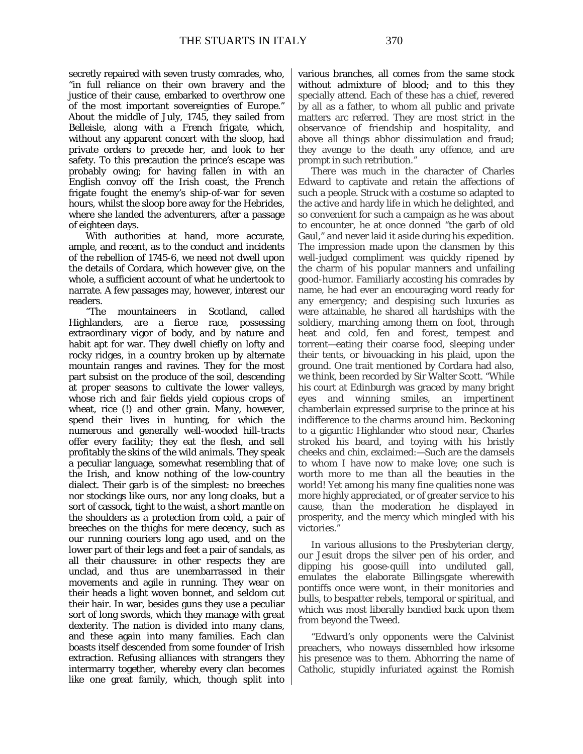secretly repaired with seven trusty comrades, who, "in full reliance on their own bravery and the justice of their cause, embarked to overthrow one of the most important sovereignties of Europe." About the middle of July, 1745, they sailed from Belleisle, along with a French frigate, which, without any apparent concert with the sloop, had private orders to precede her, and look to her safety. To this precaution the prince's escape was probably owing; for having fallen in with an English convoy off the Irish coast, the French frigate fought the enemy's ship-of-war for seven hours, whilst the sloop bore away for the Hebrides, where she landed the adventurers, after a passage of eighteen days.

With authorities at hand, more accurate, ample, and recent, as to the conduct and incidents of the rebellion of 1745-6, we need not dwell upon the details of Cordara, which however give, on the whole, a sufficient account of what he undertook to narrate. A few passages may, however, interest our readers.

"The mountaineers in Scotland, called Highlanders, are a fierce race, possessing extraordinary vigor of body, and by nature and habit apt for war. They dwell chiefly on lofty and rocky ridges, in a country broken up by alternate mountain ranges and ravines. They for the most part subsist on the produce of the soil, descending at proper seasons to cultivate the lower valleys, whose rich and fair fields yield copious crops of wheat, rice (!) and other grain. Many, however, spend their lives in hunting, for which the numerous and generally well-wooded hill-tracts offer every facility; they eat the flesh, and sell profitably the skins of the wild animals. They speak a peculiar language, somewhat resembling that of the Irish, and know nothing of the low-country dialect. Their garb is of the simplest: no breeches nor stockings like ours, nor any long cloaks, but a sort of cassock, tight to the waist, a short mantle on the shoulders as a protection from cold, a pair of breeches on the thighs for mere decency, such as our running couriers long ago used, and on the lower part of their legs and feet a pair of sandals, as all their *chaussure*: in other respects they are unclad, and thus are unembarrassed in their movements and agile in running. They wear on their heads a light woven bonnet, and seldom cut their hair. In war, besides guns they use a peculiar sort of long swords, which they manage with great dexterity. The nation is divided into many clans, and these again into many families. Each clan boasts itself descended from some founder of Irish extraction. Refusing alliances with strangers they intermarry together, whereby every clan becomes like one great family, which, though split into various branches, all comes from the same stock without admixture of blood; and to this they specially attend. Each of these has a chief, revered by all as a father, to whom all public and private matters arc referred. They are most strict in the observance of friendship and hospitality, and above all things abhor dissimulation and fraud; they avenge to the death any offence, and are prompt in such retribution."

There was much in the character of Charles Edward to captivate and retain the affections of such a people. Struck with a costume so adapted to the active and hardy life in which he delighted, and so convenient for such a campaign as he was about to encounter, he at once donned "the garb of old Gaul," and never laid it aside during his expedition. The impression made upon the clansmen by this well-judged compliment was quickly ripened by the charm of his popular manners and unfailing good-humor. Familiarly accosting his comrades by name, he had ever an encouraging word ready for any emergency; and despising such luxuries as were attainable, he shared all hardships with the soldiery, marching among them on foot, through heat and cold, fen and forest, tempest and torrent—eating their coarse food, sleeping under their tents, or bivouacking in his plaid, upon the ground. One trait mentioned by Cordara had also, we think, been recorded by Sir Walter Scott. "While his court at Edinburgh was graced by many bright eyes and winning smiles, an impertinent chamberlain expressed surprise to the prince at his indifference to the charms around him. Beckoning to a gigantic Highlander who stood near, Charles stroked his beard, and toying with his bristly cheeks and chin, exclaimed:—Such are the damsels to whom I have now to make love; one such is worth more to me than all the beauties in the world! Yet among his many fine qualities none was more highly appreciated, or of greater service to his cause, than the moderation he displayed in prosperity, and the mercy which mingled with his victories."

In various allusions to the Presbyterian clergy, our Jesuit drops the silver pen of his order, and dipping his goose-quill into undiluted gall, emulates the elaborate Billingsgate wherewith pontiffs once were wont, in their monitories and bulls, to bespatter rebels, temporal or spiritual, and which was most liberally bandied back upon them from beyond the Tweed.

"Edward's only opponents were the Calvinist preachers, who noways dissembled how irksome his presence was to them. Abhorring the name of Catholic, stupidly infuriated against the Romish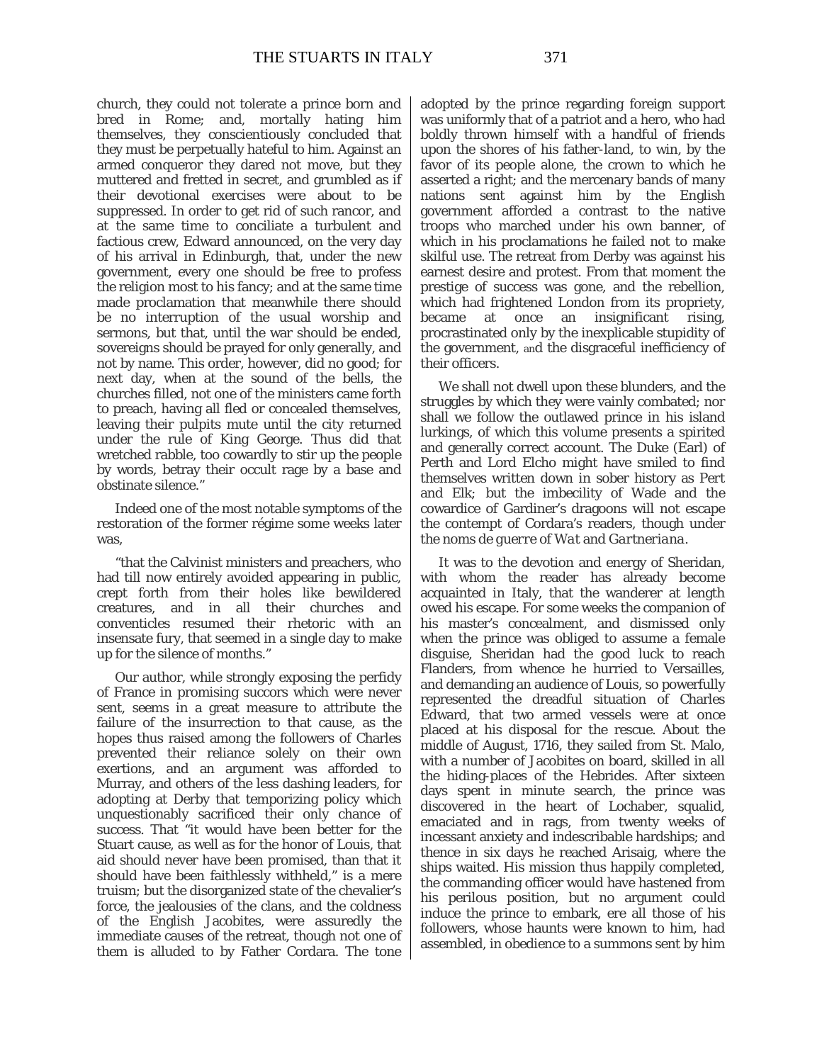church, they could not tolerate a prince born and bred in Rome; and, mortally hating him themselves, they conscientiously concluded that they must be perpetually hateful to him. Against an armed conqueror they dared not move, but they muttered and fretted in secret, and grumbled as if their devotional exercises were about to be suppressed. In order to get rid of such rancor, and at the same time to conciliate a turbulent and factious crew, Edward announced, on the very day of his arrival in Edinburgh, that, under the new government, every one should be free to profess the religion most to his fancy; and at the same time made proclamation that meanwhile there should be no interruption of the usual worship and sermons, but that, until the war should be ended, sovereigns should be prayed for only generally, and not by name. This order, however, did no good; for next day, when at the sound of the bells, the churches filled, not one of the ministers came forth to preach, having all fled or concealed themselves, leaving their pulpits mute until the city returned under the rule of King George. Thus did that wretched rabble, too cowardly to stir up the people by words, betray their occult rage by a base and obstinate silence."

Indeed one of the most notable symptoms of the restoration of the former régime some weeks later was,

"that the Calvinist ministers and preachers, who had till now entirely avoided appearing in public, crept forth from their holes like bewildered creatures, and in all their churches and conventicles resumed their rhetoric with an insensate fury, that seemed in a single day to make up for the silence of months."

Our author, while strongly exposing the perfidy of France in promising succors which were never sent, seems in a great measure to attribute the failure of the insurrection to that cause, as the hopes thus raised among the followers of Charles prevented their reliance solely on their own exertions, and an argument was afforded to Murray, and others of the less dashing leaders, for adopting at Derby that temporizing policy which unquestionably sacrificed their only chance of success. That "it would have been better for the Stuart cause, as well as for the honor of Louis, that aid should never have been promised, than that it should have been faithlessly withheld," is a mere truism; but the disorganized state of the chevalier's force, the jealousies of the clans, and the coldness of the English Jacobites, were assuredly the immediate causes of the retreat, though not one of them is alluded to by Father Cordara. The tone adopted by the prince regarding foreign support was uniformly that of a patriot and a hero, who had boldly thrown himself with a handful of friends upon the shores of his father-land, to win, by the favor of its people alone, the crown to which he asserted a right; and the mercenary bands of many nations sent against him by the English government afforded a contrast to the native troops who marched under his own banner, of which in his proclamations he failed not to make skilful use. The retreat from Derby was against his earnest desire and protest. From that moment the prestige of success was gone, and the rebellion, which had frightened London from its propriety, became at once an insignificant rising, procrastinated only by the inexplicable stupidity of the government, and the disgraceful inefficiency of their officers.

We shall not dwell upon these blunders, and the struggles by which they were vainly combated; nor shall we follow the outlawed prince in his island lurkings, of which this volume presents a spirited and generally correct account. The Duke (Earl) of Perth and Lord Elcho might have smiled to find themselves written down in sober history as Pert and Elk; but the imbecility of Wade and the cowardice of Gardiner's dragoons will not escape the contempt of Cordara's readers, though under the *noms de guerre* of *Wat* and *Gartneriana*.

It was to the devotion and energy of Sheridan, with whom the reader has already become acquainted in Italy, that the wanderer at length owed his escape. For some weeks the companion of his master's concealment, and dismissed only when the prince was obliged to assume a female disguise, Sheridan had the good luck to reach Flanders, from whence he hurried to Versailles, and demanding an audience of Louis, so powerfully represented the dreadful situation of Charles Edward, that two armed vessels were at once placed at his disposal for the rescue. About the middle of August, 1716, they sailed from St. Malo, with a number of Jacobites on board, skilled in all the hiding-places of the Hebrides. After sixteen days spent in minute search, the prince was discovered in the heart of Lochaber, squalid, emaciated and in rags, from twenty weeks of incessant anxiety and indescribable hardships; and thence in six days he reached Arisaig, where the ships waited. His mission thus happily completed, the commanding officer would have hastened from his perilous position, but no argument could induce the prince to embark, ere all those of his followers, whose haunts were known to him, had assembled, in obedience to a summons sent by him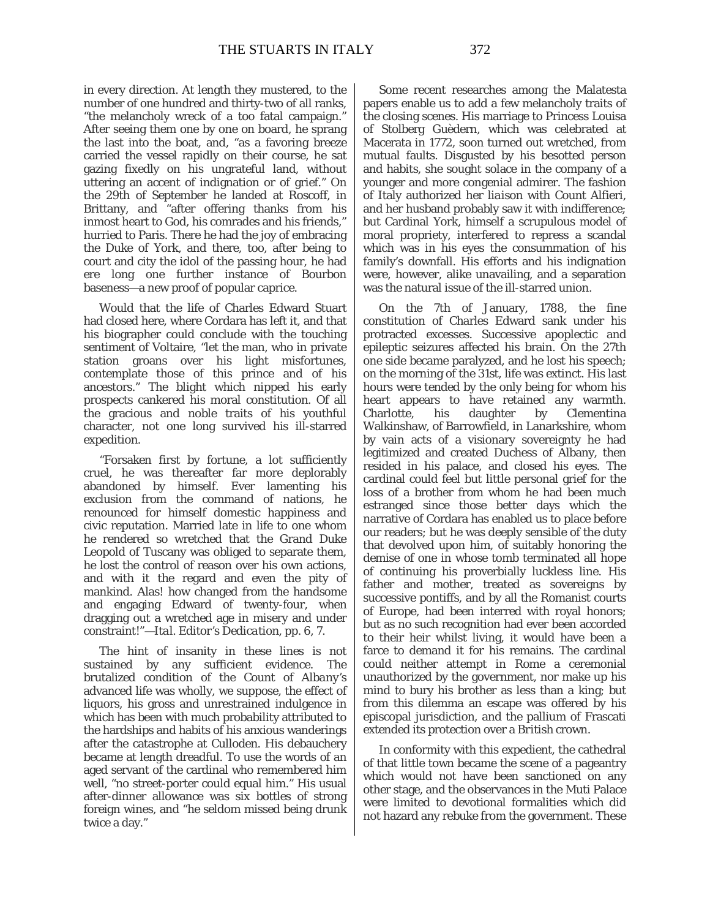in every direction. At length they mustered, to the number of one hundred and thirty-two of all ranks, "the melancholy wreck of a too fatal campaign." After seeing them one by one on board, he sprang the last into the boat, and, "as a favoring breeze carried the vessel rapidly on their course, he sat gazing fixedly on his ungrateful land, without uttering an accent of indignation or of grief." On the 29th of September he landed at Roscoff, in Brittany, and "after offering thanks from his inmost heart to God, his comrades and his friends," hurried to Paris. There he had the joy of embracing the Duke of York, and there, too, after being to court and city the idol of the passing hour, he had ere long one further instance of Bourbon baseness—a new proof of popular caprice.

Would that the life of Charles Edward Stuart had closed here, where Cordara has left it, and that his biographer could conclude with the touching sentiment of Voltaire, "let the man, who in private station groans over his light misfortunes, contemplate those of this prince and of his ancestors." The blight which nipped his early prospects cankered his moral constitution. Of all the gracious and noble traits of his youthful character, not one long survived his ill-starred expedition.

"Forsaken first by fortune, a lot sufficiently cruel, he was thereafter far more deplorably abandoned by himself. Ever lamenting his exclusion from the command of nations, he renounced for himself domestic happiness and civic reputation. Married late in life to one whom he rendered so wretched that the Grand Duke Leopold of Tuscany was obliged to separate them, he lost the control of reason over his own actions, and with it the regard and even the pity of mankind. Alas! how changed from the handsome and engaging Edward of twenty-four, when dragging out a wretched age in misery and under constraint!"—*Ital. Editor's Dedication*, pp. 6, 7.

The hint of insanity in these lines is not sustained by any sufficient evidence. The brutalized condition of the Count of Albany's advanced life was wholly, we suppose, the effect of liquors, his gross and unrestrained indulgence in which has been with much probability attributed to the hardships and habits of his anxious wanderings after the catastrophe at Culloden. His debauchery became at length dreadful. To use the words of an aged servant of the cardinal who remembered him well, "no street-porter could equal him." His usual after-dinner allowance was six bottles of strong foreign wines, and "he seldom missed being drunk twice a day."

Some recent researches among the Malatesta papers enable us to add a few melancholy traits of the closing scenes. His marriage to Princess Louisa of Stolberg Guèdern, which was celebrated at Macerata in 1772, soon turned out wretched, from mutual faults. Disgusted by his besotted person and habits, she sought solace in the company of a younger and more congenial admirer. The fashion of Italy authorized her *liaison* with Count Alfieri, and her husband probably saw it with indifference; but Cardinal York, himself a scrupulous model of moral propriety, interfered to repress a scandal which was in his eyes the consummation of his family's downfall. His efforts and his indignation were, however, alike unavailing, and a separation was the natural issue of the ill-starred union.

On the 7th of January, 1788, the fine constitution of Charles Edward sank under his protracted excesses. Successive apoplectic and epileptic seizures affected his brain. On the 27th one side became paralyzed, and he lost his speech; on the morning of the 31st, life was extinct. His last hours were tended by the only being for whom his heart appears to have retained any warmth. Charlotte, his daughter by Clementina Walkinshaw, of Barrowfield, in Lanarkshire, whom by vain acts of a visionary sovereignty he had legitimized and created Duchess of Albany, then resided in his palace, and closed his eyes. The cardinal could feel but little personal grief for the loss of a brother from whom he had been much estranged since those better days which the narrative of Cordara has enabled us to place before our readers; but he was deeply sensible of the duty that devolved upon him, of suitably honoring the demise of one in whose tomb terminated all hope of continuing his proverbially luckless line. His father and mother, treated as sovereigns by successive pontiffs, and by all the Romanist courts of Europe, had been interred with royal honors; but as no such recognition had ever been accorded to their heir whilst living, it would have been a farce to demand it for his remains. The cardinal could neither attempt in Rome a ceremonial unauthorized by the government, nor make up his mind to bury his brother as less than a king; but from this dilemma an escape was offered by his episcopal jurisdiction, and the pallium of Frascati extended its protection over a British crown.

In conformity with this expedient, the cathedral of that little town became the scene of a pageantry which would not have been sanctioned on any other stage, and the observances in the Muti Palace were limited to devotional formalities which did not hazard any rebuke from the government. These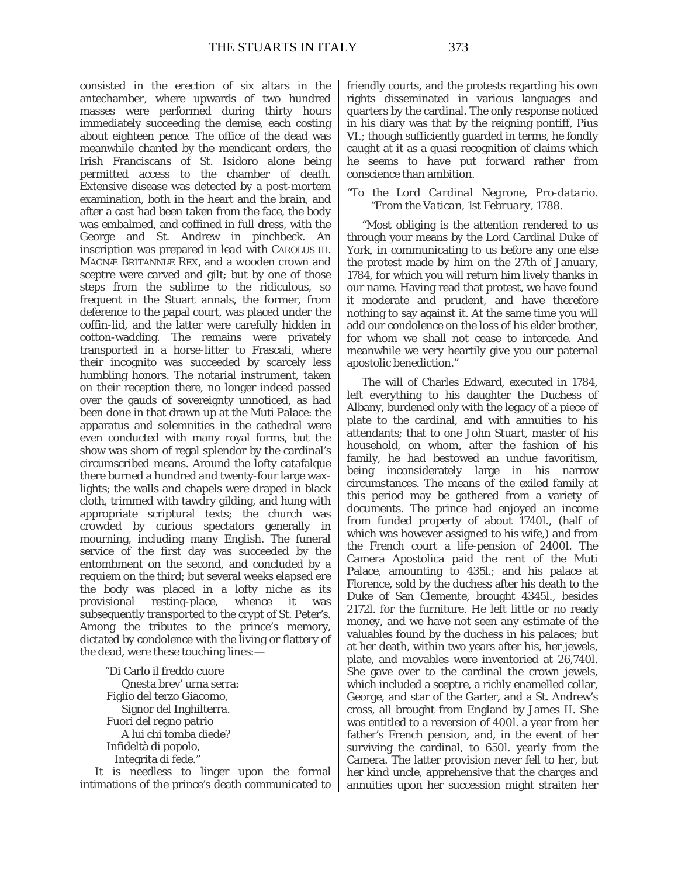consisted in the erection of six altars in the antechamber, where upwards of two hundred masses were performed during thirty hours immediately succeeding the demise, each costing about eighteen pence. The office of the dead was meanwhile chanted by the mendicant orders, the Irish Franciscans of St. Isidoro alone being permitted access to the chamber of death. Extensive disease was detected by a post-mortem examination, both in the heart and the brain, and after a cast had been taken from the face, the body was embalmed, and coffined in full dress, with the George and St. Andrew in pinchbeck. An inscription was prepared in lead with CAROLUS III. MAGNÆ BRITANNIÆ REX, and a wooden crown and sceptre were carved and gilt; but by one of those steps from the sublime to the ridiculous, so frequent in the Stuart annals, the former, from deference to the papal court, was placed under the coffin-lid, and the latter were carefully hidden in cotton-wadding. The remains were privately transported in a horse-litter to Frascati, where their incognito was succeeded by scarcely less humbling honors. The notarial instrument, taken on their reception there, no longer indeed passed over the gauds of sovereignty unnoticed, as had been done in that drawn up at the Muti Palace: the apparatus and solemnities in the cathedral were even conducted with many royal forms, but the show was shorn of regal splendor by the cardinal's circumscribed means. Around the lofty catafalque there burned a hundred and twenty-four large wax-lights; the walls and chapels were draped in black cloth, trimmed with tawdry gilding, and hung with appropriate scriptural texts; the church was crowded by curious spectators generally in mourning, including many English. The funeral service of the first day was succeeded by the entombment on the second, and concluded by a requiem on the third; but several weeks elapsed ere the body was placed in a lofty niche as its provisional resting-place, whence it was subsequently transported to the crypt of St. Peter's. Among the tributes to the prince's memory, dictated by condolence with the living or flattery of the dead, were these touching lines:—

> "Di Carlo il freddo cuore
> Qnesta brev' urna serra:
> Figlio del terzo Giacomo,
> Signor del Inghilterra.
> Fuori del regno patrio
> A lui chi tomba diede?
> Infideltà di popolo,
> Integrita di fede."

It is needless to linger upon the formal intimations of the prince's death communicated to friendly courts, and the protests regarding his own rights disseminated in various languages and quarters by the cardinal. The only response noticed in his diary was that by the reigning pontiff, Pius VI.; though sufficiently guarded in terms, he fondly caught at it as a *quasi* recognition of claims which he seems to have put forward rather from conscience than ambition.

"*To the Lord Cardinal Negrone, Pro-datario.*
"*From the Vatican, 1st February, 1788.*

"Most obliging is the attention rendered to us through your means by the Lord Cardinal Duke of York, in communicating to us before any one else the protest made by him on the 27th of January, 1784, for which you will return him lively thanks in our name. Having read that protest, we have found it moderate and prudent, and have therefore nothing to say against it. At the same time you will add our condolence on the loss of his elder brother, for whom we shall not cease to intercede. And meanwhile we very heartily give you our paternal apostolic benediction."

The will of Charles Edward, executed in 1784, left everything to his daughter the Duchess of Albany, burdened only with the legacy of a piece of plate to the cardinal, and with annuities to his attendants; that to one John Stuart, master of his household, on whom, after the fashion of his family, he had bestowed an undue favoritism, being inconsiderately large in his narrow circumstances. The means of the exiled family at this period may be gathered from a variety of documents. The prince had enjoyed an income from funded property of about 1740l., (half of which was however assigned to his wife,) and from the French court a life-pension of 2400l. The Camera Apostolica paid the rent of the Muti Palace, amounting to 435l.; and his palace at Florence, sold by the duchess after his death to the Duke of San Clemente, brought 4345l., besides 2172l. for the furniture. He left little or no ready money, and we have not seen any estimate of the valuables found by the duchess in his palaces; but at her death, within two years after his, her jewels, plate, and movables were inventoried at 26,740l. She gave over to the cardinal the crown jewels, which included a sceptre, a richly enamelled collar, George, and star of the Garter, and a St. Andrew's cross, all brought from England by James II. She was entitled to a reversion of 400l. a year from her father's French pension, and, in the event of her surviving the cardinal, to 650l. yearly from the Camera. The latter provision never fell to her, but her kind uncle, apprehensive that the charges and annuities upon her succession might straiten her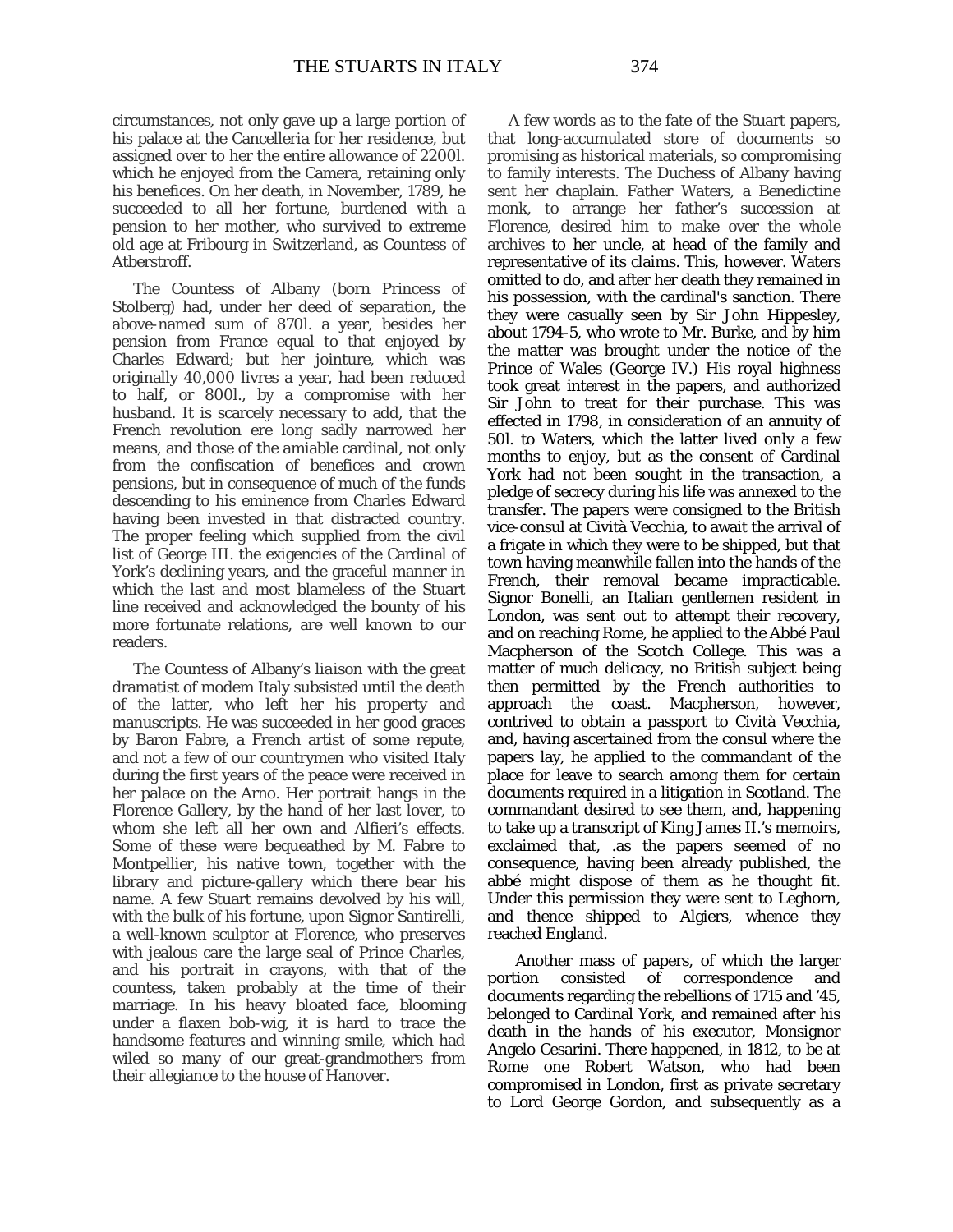circumstances, not only gave up a large portion of his palace at the Cancelleria for her residence, but assigned over to her the entire allowance of 2200l. which he enjoyed from the Camera, retaining only his benefices. On her death, in November, 1789, he succeeded to all her fortune, burdened with a pension to her mother, who survived to extreme old age at Fribourg in Switzerland, as Countess of Atberstroff.

The Countess of Albany (born Princess of Stolberg) had, under her deed of separation, the above-named sum of 870l. a year, besides her pension from France equal to that enjoyed by Charles Edward; but her jointure, which was originally 40,000 livres a year, had been reduced to half, or 800l., by a compromise with her husband. It is scarcely necessary to add, that the French revolution ere long sadly narrowed her means, and those of the amiable cardinal, not only from the confiscation of benefices and crown pensions, but in consequence of much of the funds descending to his eminence from Charles Edward having been invested in that distracted country. The proper feeling which supplied from the civil list of George III. the exigencies of the Cardinal of York's declining years, and the graceful manner in which the last and most blameless of the Stuart line received and acknowledged the bounty of his more fortunate relations, are well known to our readers.

The Countess of Albany's *liaison* with the great dramatist of modem Italy subsisted until the death of the latter, who left her his property and manuscripts. He was succeeded in her good graces by Baron Fabre, a French artist of some repute, and not a few of our countrymen who visited Italy during the first years of the peace were received in her palace on the Arno. Her portrait hangs in the Florence Gallery, by the hand of her last lover, to whom she left all her own and Alfieri's effects. Some of these were bequeathed by M. Fabre to Montpellier, his native town, together with the library and picture-gallery which there bear his name. A few Stuart remains devolved by his will, with the bulk of his fortune, upon Signor Santirelli, a well-known sculptor at Florence, who preserves with jealous care the large seal of Prince Charles, and his portrait in crayons, with that of the countess, taken probably at the time of their marriage. In his heavy bloated face, blooming under a flaxen bob-wig, it is hard to trace the handsome features and winning smile, which had wiled so many of our great-grandmothers from their allegiance to the house of Hanover.

A few words as to the fate of the Stuart papers, that long-accumulated store of documents so promising as historical materials, so compromising to family interests. The Duchess of Albany having sent her chaplain. Father Waters, a Benedictine monk, to arrange her father's succession at Florence, desired him to make over the whole archives to her uncle, at head of the family and representative of its claims. This, however. Waters omitted to do, and after her death they remained in his possession, with the cardinal's sanction. There they were casually seen by Sir John Hippesley, about 1794-5, who wrote to Mr. Burke, and by him the matter was brought under the notice of the Prince of Wales (George IV.) His royal highness took great interest in the papers, and authorized Sir John to treat for their purchase. This was effected in 1798, in consideration of an annuity of 50l. to Waters, which the latter lived only a few months to enjoy, but as the consent of Cardinal York had not been sought in the transaction, a pledge of secrecy during his life was annexed to the transfer. The papers were consigned to the British vice-consul at Cività Vecchia, to await the arrival of a frigate in which they were to be shipped, but that town having meanwhile fallen into the hands of the French, their removal became impracticable. Signor Bonelli, an Italian gentlemen resident in London, was sent out to attempt their recovery, and on reaching Rome, he applied to the Abbé Paul Macpherson of the Scotch College. This was a matter of much delicacy, no British subject being then permitted by the French authorities to approach the coast. Macpherson, however, contrived to obtain a passport to Cività Vecchia, and, having ascertained from the consul where the papers lay, he applied to the commandant of the place for leave to search among them for certain documents required in a litigation in Scotland. The commandant desired to see them, and, happening to take up a transcript of King James II.'s memoirs, exclaimed that, .as the papers seemed of no consequence, having been already published, the abbé might dispose of them as he thought fit. Under this permission they were sent to Leghorn, and thence shipped to Algiers, whence they reached England.

Another mass of papers, of which the larger portion consisted of correspondence and documents regarding the rebellions of 1715 and '45, belonged to Cardinal York, and remained after his death in the hands of his executor, Monsignor Angelo Cesarini. There happened, in 1812, to be at Rome one Robert Watson, who had been compromised in London, first as private secretary to Lord George Gordon, and subsequently as a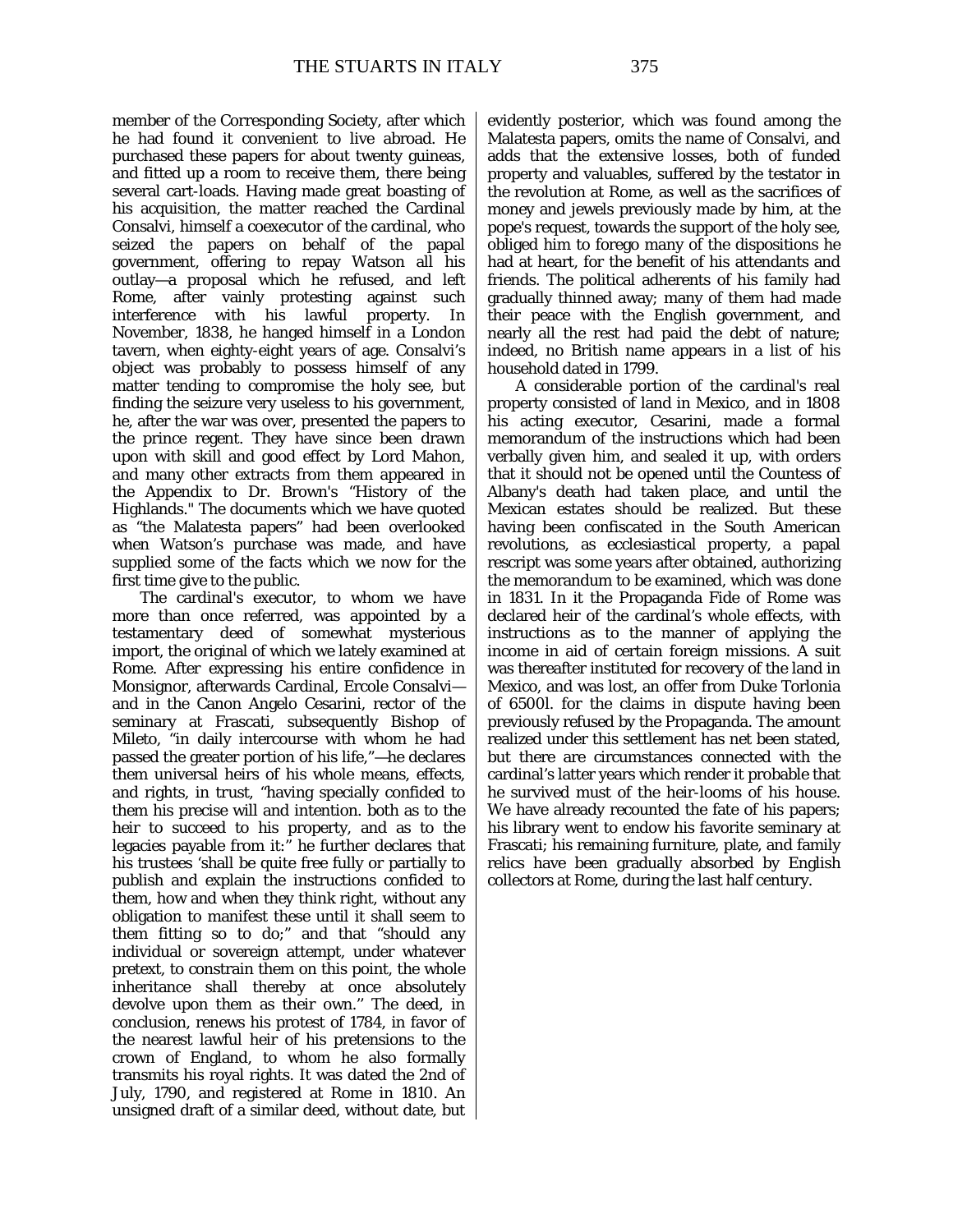member of the Corresponding Society, after which he had found it convenient to live abroad. He purchased these papers for about twenty guineas, and fitted up a room to receive them, there being several cart-loads. Having made great boasting of his acquisition, the matter reached the Cardinal Consalvi, himself a coexecutor of the cardinal, who seized the papers on behalf of the papal government, offering to repay Watson all his outlay—a proposal which he refused, and left Rome, after vainly protesting against such interference with his lawful property. In November, 1838, he hanged himself in a London tavern, when eighty-eight years of age. Consalvi's object was probably to possess himself of any matter tending to compromise the holy see, but finding the seizure very useless to his government, he, after the war was over, presented the papers to the prince regent. They have since been drawn upon with skill and good effect by Lord Mahon, and many other extracts from them appeared in the Appendix to Dr. Brown's "History of the Highlands." The documents which we have quoted as "the Malatesta papers" had been overlooked when Watson's purchase was made, and have supplied some of the facts which we now for the first time give to the public.

The cardinal's executor, to whom we have more than once referred, was appointed by a testamentary deed of somewhat mysterious import, the original of which we lately examined at Rome. After expressing his entire confidence in Monsignor, afterwards Cardinal, Ercole Consalvi—and in the Canon Angelo Cesarini, rector of the seminary at Frascati, subsequently Bishop of Mileto, "in daily intercourse with whom he had passed the greater portion of his life,"—he declares them universal heirs of his whole means, effects, and rights, in trust, "having specially confided to them his precise will and intention. both as to the heir to succeed to his property, and as to the legacies payable from it:" he further declares that his trustees 'shall be quite free fully or partially to publish and explain the instructions confided to them, how and when they think right, without any obligation to manifest these until it shall seem to them fitting so to do;" and that "should any individual or sovereign attempt, under whatever pretext, to constrain them on this point, the whole inheritance shall thereby at once absolutely devolve upon them as their own." The deed, in conclusion, renews his protest of 1784, in favor of the nearest lawful heir of his pretensions to the crown of England, to whom he also formally transmits his royal rights. It was dated the 2nd of July, 1790, and registered at Rome in 1810. An unsigned draft of a similar deed, without date, but evidently posterior, which was found among the Malatesta papers, omits the name of Consalvi, and adds that the extensive losses, both of funded property and valuables, suffered by the testator in the revolution at Rome, as well as the sacrifices of money and jewels previously made by him, at the pope's request, towards the support of the holy see, obliged him to forego many of the dispositions he had at heart, for the benefit of his attendants and friends. The political adherents of his family had gradually thinned away; many of them had made their peace with the English government, and nearly all the rest had paid the debt of nature; indeed, no British name appears in a list of his household dated in 1799.

A considerable portion of the cardinal's real property consisted of land in Mexico, and in 1808 his acting executor, Cesarini, made a formal memorandum of the instructions which had been verbally given him, and sealed it up, with orders that it should not be opened until the Countess of Albany's death had taken place, and until the Mexican estates should be realized. But these having been confiscated in the South American revolutions, as ecclesiastical property, a papal rescript was some years after obtained, authorizing the memorandum to be examined, which was done in 1831. In it the Propaganda Fide of Rome was declared heir of the cardinal's whole effects, with instructions as to the manner of applying the income in aid of certain foreign missions. A suit was thereafter instituted for recovery of the land in Mexico, and was lost, an offer from Duke Torlonia of 6500l. for the claims in dispute having been previously refused by the Propaganda. The amount realized under this settlement has net been stated, but there are circumstances connected with the cardinal's latter years which render it probable that he survived must of the heir-looms of his house. We have already recounted the fate of his papers; his library went to endow his favorite seminary at Frascati; his remaining furniture, plate, and family relics have been gradually absorbed by English collectors at Rome, during the last half century.